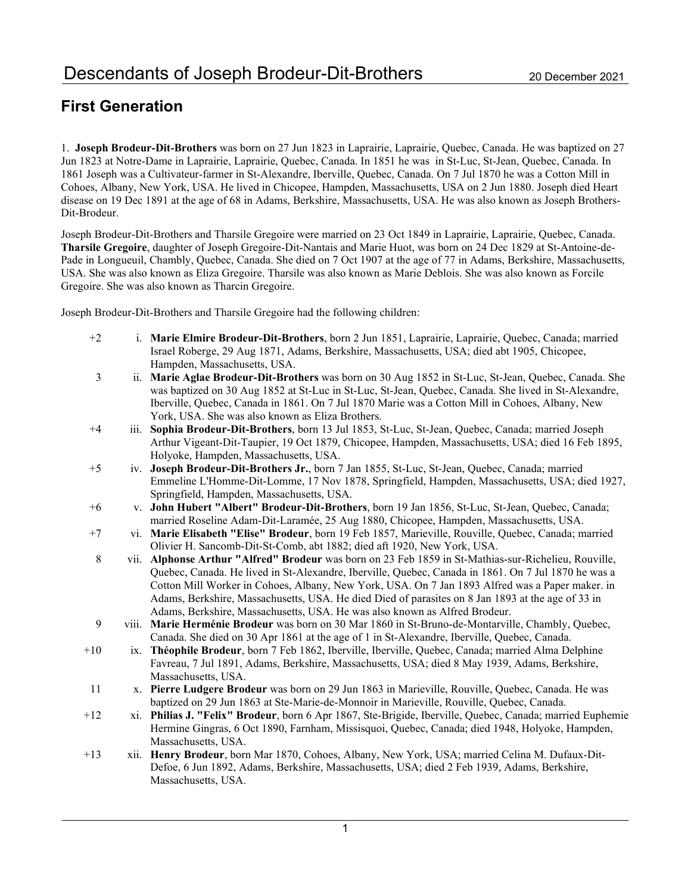# Descendants of Joseph Brodeur-Dit-Brothers

20 December 2021

## First Generation

1. **Joseph Brodeur-Dit-Brothers** was born on 27 Jun 1823 in Laprairie, Laprairie, Quebec, Canada. He was baptized on 27 Jun 1823 at Notre-Dame in Laprairie, Laprairie, Quebec, Canada. In 1851 he was in St-Luc, St-Jean, Quebec, Canada. In 1861 Joseph was a Cultivateur-farmer in St-Alexandre, Iberville, Quebec, Canada. On 7 Jul 1870 he was a Cotton Mill in Cohoes, Albany, New York, USA. He lived in Chicopee, Hampden, Massachusetts, USA on 2 Jun 1880. Joseph died Heart disease on 19 Dec 1891 at the age of 68 in Adams, Berkshire, Massachusetts, USA. He was also known as Joseph Brothers-Dit-Brodeur.

Joseph Brodeur-Dit-Brothers and Tharsile Gregoire were married on 23 Oct 1849 in Laprairie, Laprairie, Quebec, Canada. **Tharsile Gregoire**, daughter of Joseph Gregoire-Dit-Nantais and Marie Huot, was born on 24 Dec 1829 at St-Antoine-de-Pade in Longueuil, Chambly, Quebec, Canada. She died on 7 Oct 1907 at the age of 77 in Adams, Berkshire, Massachusetts, USA. She was also known as Eliza Gregoire. Tharsile was also known as Marie Deblois. She was also known as Forcile Gregoire. She was also known as Tharcin Gregoire.

Joseph Brodeur-Dit-Brothers and Tharsile Gregoire had the following children:

+2 i. **Marie Elmire Brodeur-Dit-Brothers**, born 2 Jun 1851, Laprairie, Laprairie, Quebec, Canada; married Israel Roberge, 29 Aug 1871, Adams, Berkshire, Massachusetts, USA; died abt 1905, Chicopee, Hampden, Massachusetts, USA.

3 ii. **Marie Aglae Brodeur-Dit-Brothers** was born on 30 Aug 1852 in St-Luc, St-Jean, Quebec, Canada. She was baptized on 30 Aug 1852 at St-Luc in St-Luc, St-Jean, Quebec, Canada. She lived in St-Alexandre, Iberville, Quebec, Canada in 1861. On 7 Jul 1870 Marie was a Cotton Mill in Cohoes, Albany, New York, USA. She was also known as Eliza Brothers.

+4 iii. **Sophia Brodeur-Dit-Brothers**, born 13 Jul 1853, St-Luc, St-Jean, Quebec, Canada; married Joseph Arthur Vigeant-Dit-Taupier, 19 Oct 1879, Chicopee, Hampden, Massachusetts, USA; died 16 Feb 1895, Holyoke, Hampden, Massachusetts, USA.

+5 iv. **Joseph Brodeur-Dit-Brothers Jr.**, born 7 Jan 1855, St-Luc, St-Jean, Quebec, Canada; married Emmeline L'Homme-Dit-Lomme, 17 Nov 1878, Springfield, Hampden, Massachusetts, USA; died 1927, Springfield, Hampden, Massachusetts, USA.

+6 v. **John Hubert "Albert" Brodeur-Dit-Brothers**, born 19 Jan 1856, St-Luc, St-Jean, Quebec, Canada; married Roseline Adam-Dit-Laramée, 25 Aug 1880, Chicopee, Hampden, Massachusetts, USA.

+7 vi. **Marie Elisabeth "Elise" Brodeur**, born 19 Feb 1857, Marieville, Rouville, Quebec, Canada; married Olivier H. Sancomb-Dit-St-Comb, abt 1882; died aft 1920, New York, USA.

8 vii. **Alphonse Arthur "Alfred" Brodeur** was born on 23 Feb 1859 in St-Mathias-sur-Richelieu, Rouville, Quebec, Canada. He lived in St-Alexandre, Iberville, Quebec, Canada in 1861. On 7 Jul 1870 he was a Cotton Mill Worker in Cohoes, Albany, New York, USA. On 7 Jan 1893 Alfred was a Paper maker. in Adams, Berkshire, Massachusetts, USA. He died Died of parasites on 8 Jan 1893 at the age of 33 in Adams, Berkshire, Massachusetts, USA. He was also known as Alfred Brodeur.

9 viii. **Marie Herménie Brodeur** was born on 30 Mar 1860 in St-Bruno-de-Montarville, Chambly, Quebec, Canada. She died on 30 Apr 1861 at the age of 1 in St-Alexandre, Iberville, Quebec, Canada.

+10 ix. **Théophile Brodeur**, born 7 Feb 1862, Iberville, Iberville, Quebec, Canada; married Alma Delphine Favreau, 7 Jul 1891, Adams, Berkshire, Massachusetts, USA; died 8 May 1939, Adams, Berkshire, Massachusetts, USA.

11 x. **Pierre Ludgere Brodeur** was born on 29 Jun 1863 in Marieville, Rouville, Quebec, Canada. He was baptized on 29 Jun 1863 at Ste-Marie-de-Monnoir in Marieville, Rouville, Quebec, Canada.

+12 xi. **Philias J. "Felix" Brodeur**, born 6 Apr 1867, Ste-Brigide, Iberville, Quebec, Canada; married Euphemie Hermine Gingras, 6 Oct 1890, Farnham, Missisquoi, Quebec, Canada; died 1948, Holyoke, Hampden, Massachusetts, USA.

+13 xii. **Henry Brodeur**, born Mar 1870, Cohoes, Albany, New York, USA; married Celina M. Dufaux-Dit-Defoe, 6 Jun 1892, Adams, Berkshire, Massachusetts, USA; died 2 Feb 1939, Adams, Berkshire, Massachusetts, USA.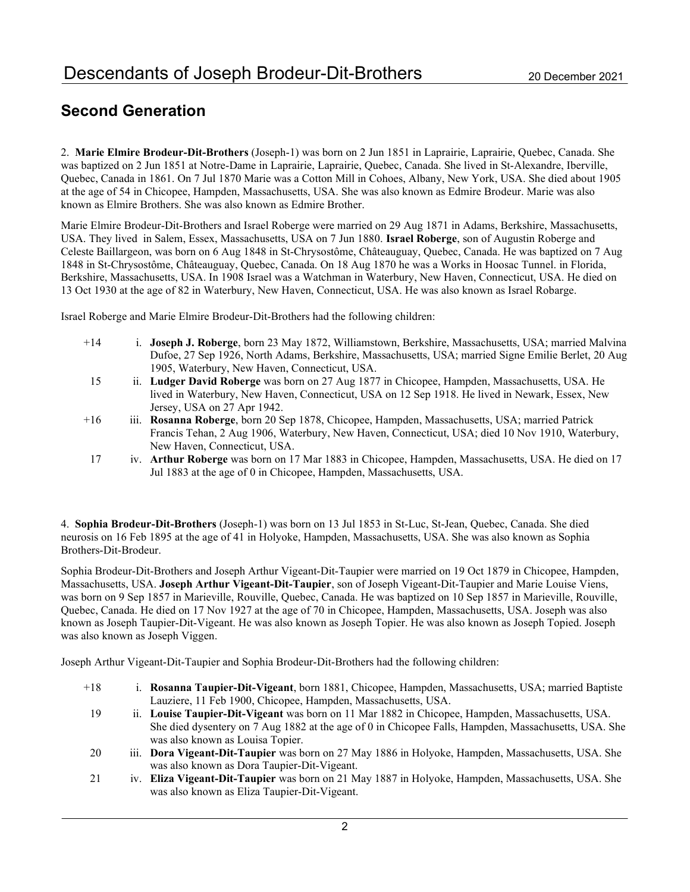## Second Generation

2. **Marie Elmire Brodeur-Dit-Brothers** (Joseph-1) was born on 2 Jun 1851 in Laprairie, Laprairie, Quebec, Canada. She was baptized on 2 Jun 1851 at Notre-Dame in Laprairie, Laprairie, Quebec, Canada. She lived in St-Alexandre, Iberville, Quebec, Canada in 1861. On 7 Jul 1870 Marie was a Cotton Mill in Cohoes, Albany, New York, USA. She died about 1905 at the age of 54 in Chicopee, Hampden, Massachusetts, USA. She was also known as Edmire Brodeur. Marie was also known as Elmire Brothers. She was also known as Edmire Brother.

Marie Elmire Brodeur-Dit-Brothers and Israel Roberge were married on 29 Aug 1871 in Adams, Berkshire, Massachusetts, USA. They lived in Salem, Essex, Massachusetts, USA on 7 Jun 1880. **Israel Roberge**, son of Augustin Roberge and Celeste Baillargeon, was born on 6 Aug 1848 in St-Chrysostôme, Châteauguay, Quebec, Canada. He was baptized on 7 Aug 1848 in St-Chrysostôme, Châteauguay, Quebec, Canada. On 18 Aug 1870 he was a Works in Hoosac Tunnel. in Florida, Berkshire, Massachusetts, USA. In 1908 Israel was a Watchman in Waterbury, New Haven, Connecticut, USA. He died on 13 Oct 1930 at the age of 82 in Waterbury, New Haven, Connecticut, USA. He was also known as Israel Robarge.

Israel Roberge and Marie Elmire Brodeur-Dit-Brothers had the following children:

+14 i. **Joseph J. Roberge**, born 23 May 1872, Williamstown, Berkshire, Massachusetts, USA; married Malvina Dufoe, 27 Sep 1926, North Adams, Berkshire, Massachusetts, USA; married Signe Emilie Berlet, 20 Aug 1905, Waterbury, New Haven, Connecticut, USA.

15 ii. **Ludger David Roberge** was born on 27 Aug 1877 in Chicopee, Hampden, Massachusetts, USA. He lived in Waterbury, New Haven, Connecticut, USA on 12 Sep 1918. He lived in Newark, Essex, New Jersey, USA on 27 Apr 1942.

+16 iii. **Rosanna Roberge**, born 20 Sep 1878, Chicopee, Hampden, Massachusetts, USA; married Patrick Francis Tehan, 2 Aug 1906, Waterbury, New Haven, Connecticut, USA; died 10 Nov 1910, Waterbury, New Haven, Connecticut, USA.

17 iv. **Arthur Roberge** was born on 17 Mar 1883 in Chicopee, Hampden, Massachusetts, USA. He died on 17 Jul 1883 at the age of 0 in Chicopee, Hampden, Massachusetts, USA.

4. **Sophia Brodeur-Dit-Brothers** (Joseph-1) was born on 13 Jul 1853 in St-Luc, St-Jean, Quebec, Canada. She died neurosis on 16 Feb 1895 at the age of 41 in Holyoke, Hampden, Massachusetts, USA. She was also known as Sophia Brothers-Dit-Brodeur.

Sophia Brodeur-Dit-Brothers and Joseph Arthur Vigeant-Dit-Taupier were married on 19 Oct 1879 in Chicopee, Hampden, Massachusetts, USA. **Joseph Arthur Vigeant-Dit-Taupier**, son of Joseph Vigeant-Dit-Taupier and Marie Louise Viens, was born on 9 Sep 1857 in Marieville, Rouville, Quebec, Canada. He was baptized on 10 Sep 1857 in Marieville, Rouville, Quebec, Canada. He died on 17 Nov 1927 at the age of 70 in Chicopee, Hampden, Massachusetts, USA. Joseph was also known as Joseph Taupier-Dit-Vigeant. He was also known as Joseph Topier. He was also known as Joseph Topied. Joseph was also known as Joseph Viggen.

Joseph Arthur Vigeant-Dit-Taupier and Sophia Brodeur-Dit-Brothers had the following children:

+18 i. **Rosanna Taupier-Dit-Vigeant**, born 1881, Chicopee, Hampden, Massachusetts, USA; married Baptiste Lauziere, 11 Feb 1900, Chicopee, Hampden, Massachusetts, USA.

19 ii. **Louise Taupier-Dit-Vigeant** was born on 11 Mar 1882 in Chicopee, Hampden, Massachusetts, USA. She died dysentery on 7 Aug 1882 at the age of 0 in Chicopee Falls, Hampden, Massachusetts, USA. She was also known as Louisa Topier.

20 iii. **Dora Vigeant-Dit-Taupier** was born on 27 May 1886 in Holyoke, Hampden, Massachusetts, USA. She was also known as Dora Taupier-Dit-Vigeant.

21 iv. **Eliza Vigeant-Dit-Taupier** was born on 21 May 1887 in Holyoke, Hampden, Massachusetts, USA. She was also known as Eliza Taupier-Dit-Vigeant.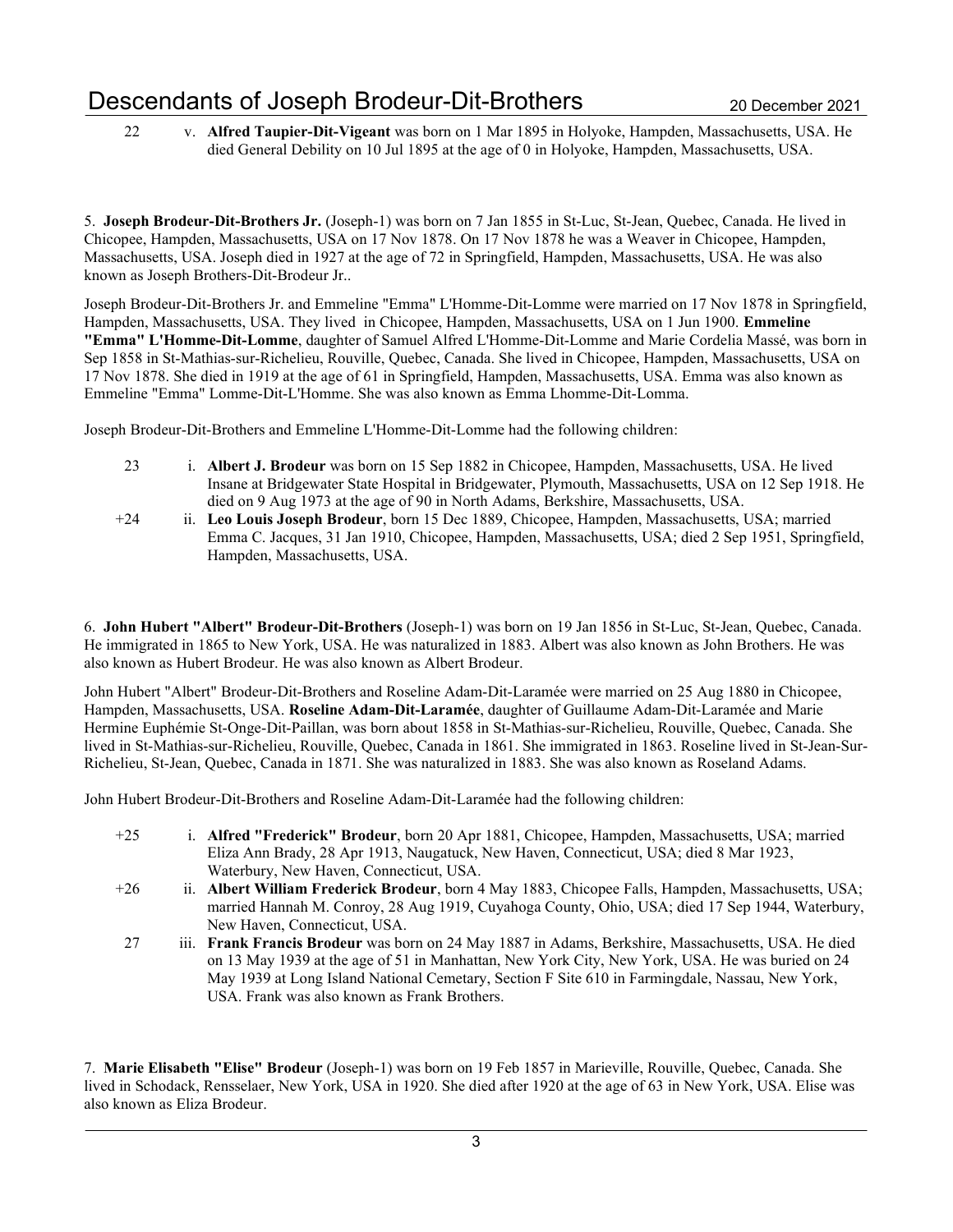22 v. **Alfred Taupier-Dit-Vigeant** was born on 1 Mar 1895 in Holyoke, Hampden, Massachusetts, USA. He died General Debility on 10 Jul 1895 at the age of 0 in Holyoke, Hampden, Massachusetts, USA.

5. **Joseph Brodeur-Dit-Brothers Jr.** (Joseph-1) was born on 7 Jan 1855 in St-Luc, St-Jean, Quebec, Canada. He lived in Chicopee, Hampden, Massachusetts, USA on 17 Nov 1878. On 17 Nov 1878 he was a Weaver in Chicopee, Hampden, Massachusetts, USA. Joseph died in 1927 at the age of 72 in Springfield, Hampden, Massachusetts, USA. He was also known as Joseph Brothers-Dit-Brodeur Jr..

Joseph Brodeur-Dit-Brothers Jr. and Emmeline "Emma" L'Homme-Dit-Lomme were married on 17 Nov 1878 in Springfield, Hampden, Massachusetts, USA. They lived in Chicopee, Hampden, Massachusetts, USA on 1 Jun 1900. **Emmeline "Emma" L'Homme-Dit-Lomme**, daughter of Samuel Alfred L'Homme-Dit-Lomme and Marie Cordelia Massé, was born in Sep 1858 in St-Mathias-sur-Richelieu, Rouville, Quebec, Canada. She lived in Chicopee, Hampden, Massachusetts, USA on 17 Nov 1878. She died in 1919 at the age of 61 in Springfield, Hampden, Massachusetts, USA. Emma was also known as Emmeline "Emma" Lomme-Dit-L'Homme. She was also known as Emma Lhomme-Dit-Lomma.

Joseph Brodeur-Dit-Brothers and Emmeline L'Homme-Dit-Lomme had the following children:

23 i. **Albert J. Brodeur** was born on 15 Sep 1882 in Chicopee, Hampden, Massachusetts, USA. He lived Insane at Bridgewater State Hospital in Bridgewater, Plymouth, Massachusetts, USA on 12 Sep 1918. He died on 9 Aug 1973 at the age of 90 in North Adams, Berkshire, Massachusetts, USA.

+24 ii. **Leo Louis Joseph Brodeur**, born 15 Dec 1889, Chicopee, Hampden, Massachusetts, USA; married Emma C. Jacques, 31 Jan 1910, Chicopee, Hampden, Massachusetts, USA; died 2 Sep 1951, Springfield, Hampden, Massachusetts, USA.

6. **John Hubert "Albert" Brodeur-Dit-Brothers** (Joseph-1) was born on 19 Jan 1856 in St-Luc, St-Jean, Quebec, Canada. He immigrated in 1865 to New York, USA. He was naturalized in 1883. Albert was also known as John Brothers. He was also known as Hubert Brodeur. He was also known as Albert Brodeur.

John Hubert "Albert" Brodeur-Dit-Brothers and Roseline Adam-Dit-Laramée were married on 25 Aug 1880 in Chicopee, Hampden, Massachusetts, USA. **Roseline Adam-Dit-Laramée**, daughter of Guillaume Adam-Dit-Laramée and Marie Hermine Euphémie St-Onge-Dit-Paillan, was born about 1858 in St-Mathias-sur-Richelieu, Rouville, Quebec, Canada. She lived in St-Mathias-sur-Richelieu, Rouville, Quebec, Canada in 1861. She immigrated in 1863. Roseline lived in St-Jean-Sur-Richelieu, St-Jean, Quebec, Canada in 1871. She was naturalized in 1883. She was also known as Roseland Adams.

John Hubert Brodeur-Dit-Brothers and Roseline Adam-Dit-Laramée had the following children:

+25 i. **Alfred "Frederick" Brodeur**, born 20 Apr 1881, Chicopee, Hampden, Massachusetts, USA; married Eliza Ann Brady, 28 Apr 1913, Naugatuck, New Haven, Connecticut, USA; died 8 Mar 1923, Waterbury, New Haven, Connecticut, USA.

+26 ii. **Albert William Frederick Brodeur**, born 4 May 1883, Chicopee Falls, Hampden, Massachusetts, USA; married Hannah M. Conroy, 28 Aug 1919, Cuyahoga County, Ohio, USA; died 17 Sep 1944, Waterbury, New Haven, Connecticut, USA.

27 iii. **Frank Francis Brodeur** was born on 24 May 1887 in Adams, Berkshire, Massachusetts, USA. He died on 13 May 1939 at the age of 51 in Manhattan, New York City, New York, USA. He was buried on 24 May 1939 at Long Island National Cemetary, Section F Site 610 in Farmingdale, Nassau, New York, USA. Frank was also known as Frank Brothers.

7. **Marie Elisabeth "Elise" Brodeur** (Joseph-1) was born on 19 Feb 1857 in Marieville, Rouville, Quebec, Canada. She lived in Schodack, Rensselaer, New York, USA in 1920. She died after 1920 at the age of 63 in New York, USA. Elise was also known as Eliza Brodeur.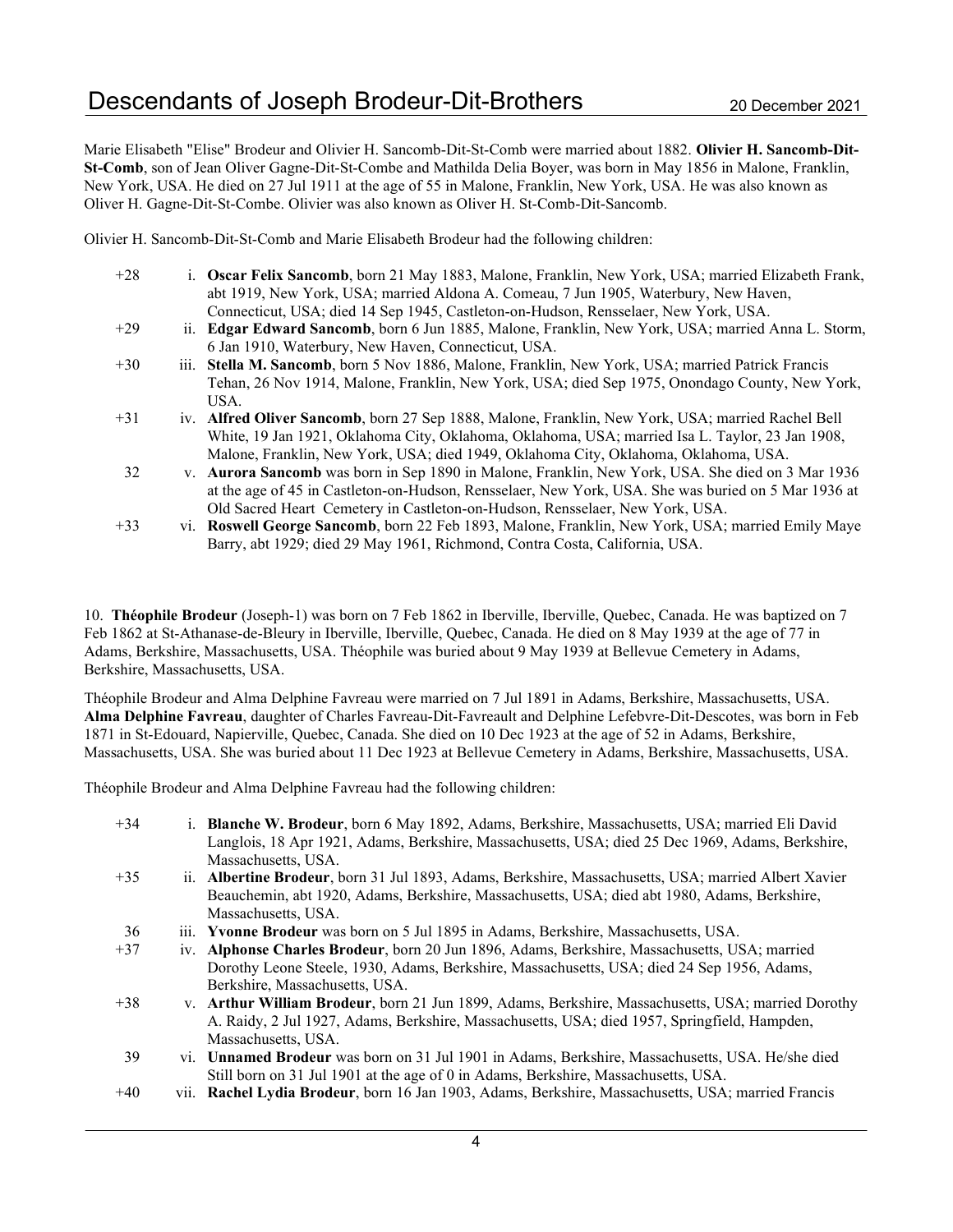Marie Elisabeth "Elise" Brodeur and Olivier H. Sancomb-Dit-St-Comb were married about 1882. **Olivier H. Sancomb-Dit-St-Comb**, son of Jean Oliver Gagne-Dit-St-Combe and Mathilda Delia Boyer, was born in May 1856 in Malone, Franklin, New York, USA. He died on 27 Jul 1911 at the age of 55 in Malone, Franklin, New York, USA. He was also known as Oliver H. Gagne-Dit-St-Combe. Olivier was also known as Oliver H. St-Comb-Dit-Sancomb.

Olivier H. Sancomb-Dit-St-Comb and Marie Elisabeth Brodeur had the following children:

- +28 i. **Oscar Felix Sancomb**, born 21 May 1883, Malone, Franklin, New York, USA; married Elizabeth Frank, abt 1919, New York, USA; married Aldona A. Comeau, 7 Jun 1905, Waterbury, New Haven, Connecticut, USA; died 14 Sep 1945, Castleton-on-Hudson, Rensselaer, New York, USA.
- +29 ii. **Edgar Edward Sancomb**, born 6 Jun 1885, Malone, Franklin, New York, USA; married Anna L. Storm, 6 Jan 1910, Waterbury, New Haven, Connecticut, USA.
- +30 iii. **Stella M. Sancomb**, born 5 Nov 1886, Malone, Franklin, New York, USA; married Patrick Francis Tehan, 26 Nov 1914, Malone, Franklin, New York, USA; died Sep 1975, Onondago County, New York, USA.
- +31 iv. **Alfred Oliver Sancomb**, born 27 Sep 1888, Malone, Franklin, New York, USA; married Rachel Bell White, 19 Jan 1921, Oklahoma City, Oklahoma, Oklahoma, USA; married Isa L. Taylor, 23 Jan 1908, Malone, Franklin, New York, USA; died 1949, Oklahoma City, Oklahoma, Oklahoma, USA.
- 32 v. **Aurora Sancomb** was born in Sep 1890 in Malone, Franklin, New York, USA. She died on 3 Mar 1936 at the age of 45 in Castleton-on-Hudson, Rensselaer, New York, USA. She was buried on 5 Mar 1936 at Old Sacred Heart Cemetery in Castleton-on-Hudson, Rensselaer, New York, USA.
- +33 vi. **Roswell George Sancomb**, born 22 Feb 1893, Malone, Franklin, New York, USA; married Emily Maye Barry, abt 1929; died 29 May 1961, Richmond, Contra Costa, California, USA.

10. **Théophile Brodeur** (Joseph-1) was born on 7 Feb 1862 in Iberville, Iberville, Quebec, Canada. He was baptized on 7 Feb 1862 at St-Athanase-de-Bleury in Iberville, Iberville, Quebec, Canada. He died on 8 May 1939 at the age of 77 in Adams, Berkshire, Massachusetts, USA. Théophile was buried about 9 May 1939 at Bellevue Cemetery in Adams, Berkshire, Massachusetts, USA.

Théophile Brodeur and Alma Delphine Favreau were married on 7 Jul 1891 in Adams, Berkshire, Massachusetts, USA. **Alma Delphine Favreau**, daughter of Charles Favreau-Dit-Favreault and Delphine Lefebvre-Dit-Descotes, was born in Feb 1871 in St-Edouard, Napierville, Quebec, Canada. She died on 10 Dec 1923 at the age of 52 in Adams, Berkshire, Massachusetts, USA. She was buried about 11 Dec 1923 at Bellevue Cemetery in Adams, Berkshire, Massachusetts, USA.

Théophile Brodeur and Alma Delphine Favreau had the following children:

- +34 i. **Blanche W. Brodeur**, born 6 May 1892, Adams, Berkshire, Massachusetts, USA; married Eli David Langlois, 18 Apr 1921, Adams, Berkshire, Massachusetts, USA; died 25 Dec 1969, Adams, Berkshire, Massachusetts, USA.
- +35 ii. **Albertine Brodeur**, born 31 Jul 1893, Adams, Berkshire, Massachusetts, USA; married Albert Xavier Beauchemin, abt 1920, Adams, Berkshire, Massachusetts, USA; died abt 1980, Adams, Berkshire, Massachusetts, USA.
- 36 iii. **Yvonne Brodeur** was born on 5 Jul 1895 in Adams, Berkshire, Massachusetts, USA.
- +37 iv. **Alphonse Charles Brodeur**, born 20 Jun 1896, Adams, Berkshire, Massachusetts, USA; married Dorothy Leone Steele, 1930, Adams, Berkshire, Massachusetts, USA; died 24 Sep 1956, Adams, Berkshire, Massachusetts, USA.
- +38 v. **Arthur William Brodeur**, born 21 Jun 1899, Adams, Berkshire, Massachusetts, USA; married Dorothy A. Raidy, 2 Jul 1927, Adams, Berkshire, Massachusetts, USA; died 1957, Springfield, Hampden, Massachusetts, USA.
- 39 vi. **Unnamed Brodeur** was born on 31 Jul 1901 in Adams, Berkshire, Massachusetts, USA. He/she died Still born on 31 Jul 1901 at the age of 0 in Adams, Berkshire, Massachusetts, USA.
- +40 vii. **Rachel Lydia Brodeur**, born 16 Jan 1903, Adams, Berkshire, Massachusetts, USA; married Francis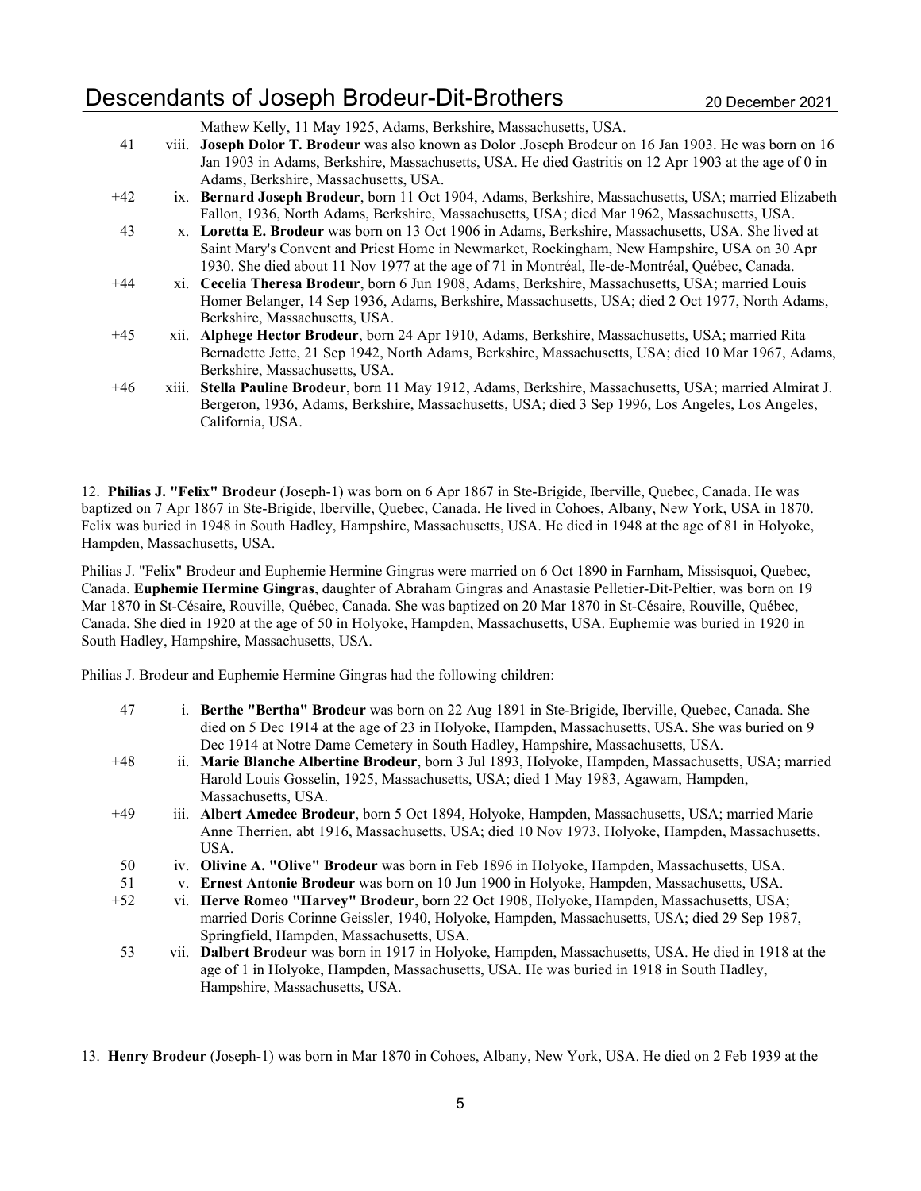Mathew Kelly, 11 May 1925, Adams, Berkshire, Massachusetts, USA.

41 viii. **Joseph Dolor T. Brodeur** was also known as Dolor .Joseph Brodeur on 16 Jan 1903. He was born on 16 Jan 1903 in Adams, Berkshire, Massachusetts, USA. He died Gastritis on 12 Apr 1903 at the age of 0 in Adams, Berkshire, Massachusetts, USA.

+42 ix. **Bernard Joseph Brodeur**, born 11 Oct 1904, Adams, Berkshire, Massachusetts, USA; married Elizabeth Fallon, 1936, North Adams, Berkshire, Massachusetts, USA; died Mar 1962, Massachusetts, USA.

43 x. **Loretta E. Brodeur** was born on 13 Oct 1906 in Adams, Berkshire, Massachusetts, USA. She lived at Saint Mary's Convent and Priest Home in Newmarket, Rockingham, New Hampshire, USA on 30 Apr 1930. She died about 11 Nov 1977 at the age of 71 in Montréal, Ile-de-Montréal, Québec, Canada.

+44 xi. **Cecelia Theresa Brodeur**, born 6 Jun 1908, Adams, Berkshire, Massachusetts, USA; married Louis Homer Belanger, 14 Sep 1936, Adams, Berkshire, Massachusetts, USA; died 2 Oct 1977, North Adams, Berkshire, Massachusetts, USA.

+45 xii. **Alphege Hector Brodeur**, born 24 Apr 1910, Adams, Berkshire, Massachusetts, USA; married Rita Bernadette Jette, 21 Sep 1942, North Adams, Berkshire, Massachusetts, USA; died 10 Mar 1967, Adams, Berkshire, Massachusetts, USA.

+46 xiii. **Stella Pauline Brodeur**, born 11 May 1912, Adams, Berkshire, Massachusetts, USA; married Almirat J. Bergeron, 1936, Adams, Berkshire, Massachusetts, USA; died 3 Sep 1996, Los Angeles, Los Angeles, California, USA.

12. **Philias J. "Felix" Brodeur** (Joseph-1) was born on 6 Apr 1867 in Ste-Brigide, Iberville, Quebec, Canada. He was baptized on 7 Apr 1867 in Ste-Brigide, Iberville, Quebec, Canada. He lived in Cohoes, Albany, New York, USA in 1870. Felix was buried in 1948 in South Hadley, Hampshire, Massachusetts, USA. He died in 1948 at the age of 81 in Holyoke, Hampden, Massachusetts, USA.

Philias J. "Felix" Brodeur and Euphemie Hermine Gingras were married on 6 Oct 1890 in Farnham, Missisquoi, Quebec, Canada. **Euphemie Hermine Gingras**, daughter of Abraham Gingras and Anastasie Pelletier-Dit-Peltier, was born on 19 Mar 1870 in St-Césaire, Rouville, Québec, Canada. She was baptized on 20 Mar 1870 in St-Césaire, Rouville, Québec, Canada. She died in 1920 at the age of 50 in Holyoke, Hampden, Massachusetts, USA. Euphemie was buried in 1920 in South Hadley, Hampshire, Massachusetts, USA.

Philias J. Brodeur and Euphemie Hermine Gingras had the following children:

47 i. **Berthe "Bertha" Brodeur** was born on 22 Aug 1891 in Ste-Brigide, Iberville, Quebec, Canada. She died on 5 Dec 1914 at the age of 23 in Holyoke, Hampden, Massachusetts, USA. She was buried on 9 Dec 1914 at Notre Dame Cemetery in South Hadley, Hampshire, Massachusetts, USA.

+48 ii. **Marie Blanche Albertine Brodeur**, born 3 Jul 1893, Holyoke, Hampden, Massachusetts, USA; married Harold Louis Gosselin, 1925, Massachusetts, USA; died 1 May 1983, Agawam, Hampden, Massachusetts, USA.

+49 iii. **Albert Amedee Brodeur**, born 5 Oct 1894, Holyoke, Hampden, Massachusetts, USA; married Marie Anne Therrien, abt 1916, Massachusetts, USA; died 10 Nov 1973, Holyoke, Hampden, Massachusetts, USA.

50 iv. **Olivine A. "Olive" Brodeur** was born in Feb 1896 in Holyoke, Hampden, Massachusetts, USA.

51 v. **Ernest Antonie Brodeur** was born on 10 Jun 1900 in Holyoke, Hampden, Massachusetts, USA.

+52 vi. **Herve Romeo "Harvey" Brodeur**, born 22 Oct 1908, Holyoke, Hampden, Massachusetts, USA; married Doris Corinne Geissler, 1940, Holyoke, Hampden, Massachusetts, USA; died 29 Sep 1987, Springfield, Hampden, Massachusetts, USA.

53 vii. **Dalbert Brodeur** was born in 1917 in Holyoke, Hampden, Massachusetts, USA. He died in 1918 at the age of 1 in Holyoke, Hampden, Massachusetts, USA. He was buried in 1918 in South Hadley, Hampshire, Massachusetts, USA.

13. **Henry Brodeur** (Joseph-1) was born in Mar 1870 in Cohoes, Albany, New York, USA. He died on 2 Feb 1939 at the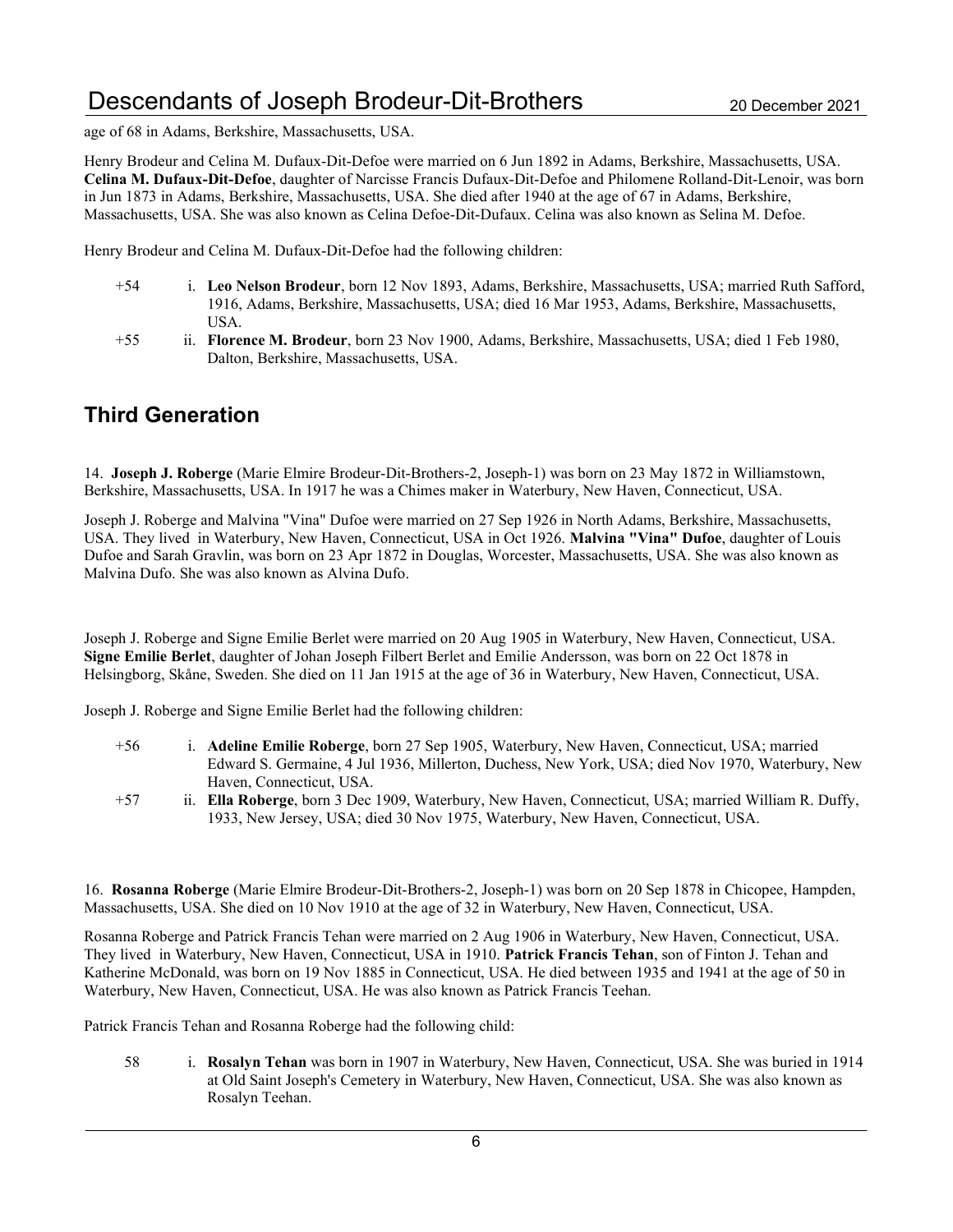age of 68 in Adams, Berkshire, Massachusetts, USA.

Henry Brodeur and Celina M. Dufaux-Dit-Defoe were married on 6 Jun 1892 in Adams, Berkshire, Massachusetts, USA. **Celina M. Dufaux-Dit-Defoe**, daughter of Narcisse Francis Dufaux-Dit-Defoe and Philomene Rolland-Dit-Lenoir, was born in Jun 1873 in Adams, Berkshire, Massachusetts, USA. She died after 1940 at the age of 67 in Adams, Berkshire, Massachusetts, USA. She was also known as Celina Defoe-Dit-Dufaux. Celina was also known as Selina M. Defoe.

Henry Brodeur and Celina M. Dufaux-Dit-Defoe had the following children:

- +54 i. **Leo Nelson Brodeur**, born 12 Nov 1893, Adams, Berkshire, Massachusetts, USA; married Ruth Safford, 1916, Adams, Berkshire, Massachusetts, USA; died 16 Mar 1953, Adams, Berkshire, Massachusetts, USA.
- +55 ii. **Florence M. Brodeur**, born 23 Nov 1900, Adams, Berkshire, Massachusetts, USA; died 1 Feb 1980, Dalton, Berkshire, Massachusetts, USA.

## Third Generation

14. **Joseph J. Roberge** (Marie Elmire Brodeur-Dit-Brothers-2, Joseph-1) was born on 23 May 1872 in Williamstown, Berkshire, Massachusetts, USA. In 1917 he was a Chimes maker in Waterbury, New Haven, Connecticut, USA.

Joseph J. Roberge and Malvina "Vina" Dufoe were married on 27 Sep 1926 in North Adams, Berkshire, Massachusetts, USA. They lived in Waterbury, New Haven, Connecticut, USA in Oct 1926. **Malvina "Vina" Dufoe**, daughter of Louis Dufoe and Sarah Gravlin, was born on 23 Apr 1872 in Douglas, Worcester, Massachusetts, USA. She was also known as Malvina Dufo. She was also known as Alvina Dufo.

Joseph J. Roberge and Signe Emilie Berlet were married on 20 Aug 1905 in Waterbury, New Haven, Connecticut, USA. **Signe Emilie Berlet**, daughter of Johan Joseph Filbert Berlet and Emilie Andersson, was born on 22 Oct 1878 in Helsingborg, Skåne, Sweden. She died on 11 Jan 1915 at the age of 36 in Waterbury, New Haven, Connecticut, USA.

Joseph J. Roberge and Signe Emilie Berlet had the following children:

- +56 i. **Adeline Emilie Roberge**, born 27 Sep 1905, Waterbury, New Haven, Connecticut, USA; married Edward S. Germaine, 4 Jul 1936, Millerton, Duchess, New York, USA; died Nov 1970, Waterbury, New Haven, Connecticut, USA.
- +57 ii. **Ella Roberge**, born 3 Dec 1909, Waterbury, New Haven, Connecticut, USA; married William R. Duffy, 1933, New Jersey, USA; died 30 Nov 1975, Waterbury, New Haven, Connecticut, USA.

16. **Rosanna Roberge** (Marie Elmire Brodeur-Dit-Brothers-2, Joseph-1) was born on 20 Sep 1878 in Chicopee, Hampden, Massachusetts, USA. She died on 10 Nov 1910 at the age of 32 in Waterbury, New Haven, Connecticut, USA.

Rosanna Roberge and Patrick Francis Tehan were married on 2 Aug 1906 in Waterbury, New Haven, Connecticut, USA. They lived in Waterbury, New Haven, Connecticut, USA in 1910. **Patrick Francis Tehan**, son of Finton J. Tehan and Katherine McDonald, was born on 19 Nov 1885 in Connecticut, USA. He died between 1935 and 1941 at the age of 50 in Waterbury, New Haven, Connecticut, USA. He was also known as Patrick Francis Teehan.

Patrick Francis Tehan and Rosanna Roberge had the following child:

- 58 i. **Rosalyn Tehan** was born in 1907 in Waterbury, New Haven, Connecticut, USA. She was buried in 1914 at Old Saint Joseph's Cemetery in Waterbury, New Haven, Connecticut, USA. She was also known as Rosalyn Teehan.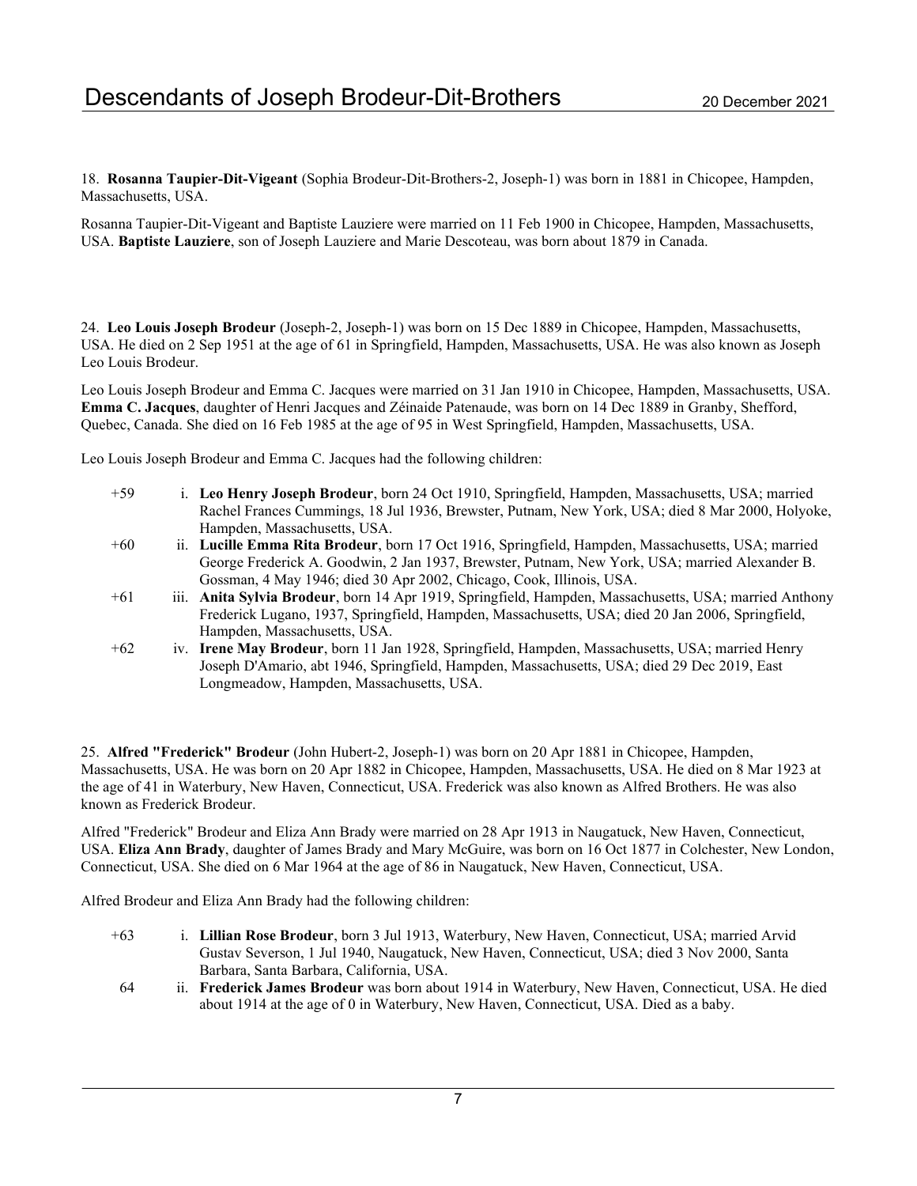18. **Rosanna Taupier-Dit-Vigeant** (Sophia Brodeur-Dit-Brothers-2, Joseph-1) was born in 1881 in Chicopee, Hampden, Massachusetts, USA.

Rosanna Taupier-Dit-Vigeant and Baptiste Lauziere were married on 11 Feb 1900 in Chicopee, Hampden, Massachusetts, USA. **Baptiste Lauziere**, son of Joseph Lauziere and Marie Descoteau, was born about 1879 in Canada.

24. **Leo Louis Joseph Brodeur** (Joseph-2, Joseph-1) was born on 15 Dec 1889 in Chicopee, Hampden, Massachusetts, USA. He died on 2 Sep 1951 at the age of 61 in Springfield, Hampden, Massachusetts, USA. He was also known as Joseph Leo Louis Brodeur.

Leo Louis Joseph Brodeur and Emma C. Jacques were married on 31 Jan 1910 in Chicopee, Hampden, Massachusetts, USA. **Emma C. Jacques**, daughter of Henri Jacques and Zéinaide Patenaude, was born on 14 Dec 1889 in Granby, Shefford, Quebec, Canada. She died on 16 Feb 1985 at the age of 95 in West Springfield, Hampden, Massachusetts, USA.

Leo Louis Joseph Brodeur and Emma C. Jacques had the following children:

- +59 i. **Leo Henry Joseph Brodeur**, born 24 Oct 1910, Springfield, Hampden, Massachusetts, USA; married Rachel Frances Cummings, 18 Jul 1936, Brewster, Putnam, New York, USA; died 8 Mar 2000, Holyoke, Hampden, Massachusetts, USA.
- +60 ii. **Lucille Emma Rita Brodeur**, born 17 Oct 1916, Springfield, Hampden, Massachusetts, USA; married George Frederick A. Goodwin, 2 Jan 1937, Brewster, Putnam, New York, USA; married Alexander B. Gossman, 4 May 1946; died 30 Apr 2002, Chicago, Cook, Illinois, USA.
- +61 iii. **Anita Sylvia Brodeur**, born 14 Apr 1919, Springfield, Hampden, Massachusetts, USA; married Anthony Frederick Lugano, 1937, Springfield, Hampden, Massachusetts, USA; died 20 Jan 2006, Springfield, Hampden, Massachusetts, USA.
- +62 iv. **Irene May Brodeur**, born 11 Jan 1928, Springfield, Hampden, Massachusetts, USA; married Henry Joseph D'Amario, abt 1946, Springfield, Hampden, Massachusetts, USA; died 29 Dec 2019, East Longmeadow, Hampden, Massachusetts, USA.

25. **Alfred "Frederick" Brodeur** (John Hubert-2, Joseph-1) was born on 20 Apr 1881 in Chicopee, Hampden, Massachusetts, USA. He was born on 20 Apr 1882 in Chicopee, Hampden, Massachusetts, USA. He died on 8 Mar 1923 at the age of 41 in Waterbury, New Haven, Connecticut, USA. Frederick was also known as Alfred Brothers. He was also known as Frederick Brodeur.

Alfred "Frederick" Brodeur and Eliza Ann Brady were married on 28 Apr 1913 in Naugatuck, New Haven, Connecticut, USA. **Eliza Ann Brady**, daughter of James Brady and Mary McGuire, was born on 16 Oct 1877 in Colchester, New London, Connecticut, USA. She died on 6 Mar 1964 at the age of 86 in Naugatuck, New Haven, Connecticut, USA.

Alfred Brodeur and Eliza Ann Brady had the following children:

- +63 i. **Lillian Rose Brodeur**, born 3 Jul 1913, Waterbury, New Haven, Connecticut, USA; married Arvid Gustav Severson, 1 Jul 1940, Naugatuck, New Haven, Connecticut, USA; died 3 Nov 2000, Santa Barbara, Santa Barbara, California, USA.
- 64 ii. **Frederick James Brodeur** was born about 1914 in Waterbury, New Haven, Connecticut, USA. He died about 1914 at the age of 0 in Waterbury, New Haven, Connecticut, USA. Died as a baby.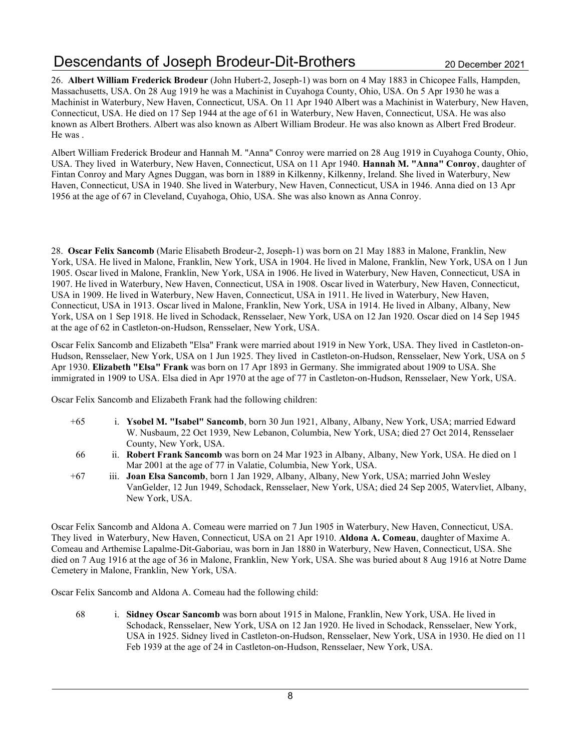26. **Albert William Frederick Brodeur** (John Hubert-2, Joseph-1) was born on 4 May 1883 in Chicopee Falls, Hampden, Massachusetts, USA. On 28 Aug 1919 he was a Machinist in Cuyahoga County, Ohio, USA. On 5 Apr 1930 he was a Machinist in Waterbury, New Haven, Connecticut, USA. On 11 Apr 1940 Albert was a Machinist in Waterbury, New Haven, Connecticut, USA. He died on 17 Sep 1944 at the age of 61 in Waterbury, New Haven, Connecticut, USA. He was also known as Albert Brothers. Albert was also known as Albert William Brodeur. He was also known as Albert Fred Brodeur. He was .

Albert William Frederick Brodeur and Hannah M. "Anna" Conroy were married on 28 Aug 1919 in Cuyahoga County, Ohio, USA. They lived in Waterbury, New Haven, Connecticut, USA on 11 Apr 1940. **Hannah M. "Anna" Conroy**, daughter of Fintan Conroy and Mary Agnes Duggan, was born in 1889 in Kilkenny, Kilkenny, Ireland. She lived in Waterbury, New Haven, Connecticut, USA in 1940. She lived in Waterbury, New Haven, Connecticut, USA in 1946. Anna died on 13 Apr 1956 at the age of 67 in Cleveland, Cuyahoga, Ohio, USA. She was also known as Anna Conroy.

28. **Oscar Felix Sancomb** (Marie Elisabeth Brodeur-2, Joseph-1) was born on 21 May 1883 in Malone, Franklin, New York, USA. He lived in Malone, Franklin, New York, USA in 1904. He lived in Malone, Franklin, New York, USA on 1 Jun 1905. Oscar lived in Malone, Franklin, New York, USA in 1906. He lived in Waterbury, New Haven, Connecticut, USA in 1907. He lived in Waterbury, New Haven, Connecticut, USA in 1908. Oscar lived in Waterbury, New Haven, Connecticut, USA in 1909. He lived in Waterbury, New Haven, Connecticut, USA in 1911. He lived in Waterbury, New Haven, Connecticut, USA in 1913. Oscar lived in Malone, Franklin, New York, USA in 1914. He lived in Albany, Albany, New York, USA on 1 Sep 1918. He lived in Schodack, Rensselaer, New York, USA on 12 Jan 1920. Oscar died on 14 Sep 1945 at the age of 62 in Castleton-on-Hudson, Rensselaer, New York, USA.

Oscar Felix Sancomb and Elizabeth "Elsa" Frank were married about 1919 in New York, USA. They lived in Castleton-on-Hudson, Rensselaer, New York, USA on 1 Jun 1925. They lived in Castleton-on-Hudson, Rensselaer, New York, USA on 5 Apr 1930. **Elizabeth "Elsa" Frank** was born on 17 Apr 1893 in Germany. She immigrated about 1909 to USA. She immigrated in 1909 to USA. Elsa died in Apr 1970 at the age of 77 in Castleton-on-Hudson, Rensselaer, New York, USA.

Oscar Felix Sancomb and Elizabeth Frank had the following children:

+65 i. **Ysobel M. "Isabel" Sancomb**, born 30 Jun 1921, Albany, Albany, New York, USA; married Edward W. Nusbaum, 22 Oct 1939, New Lebanon, Columbia, New York, USA; died 27 Oct 2014, Rensselaer County, New York, USA.

66 ii. **Robert Frank Sancomb** was born on 24 Mar 1923 in Albany, Albany, New York, USA. He died on 1 Mar 2001 at the age of 77 in Valatie, Columbia, New York, USA.

+67 iii. **Joan Elsa Sancomb**, born 1 Jan 1929, Albany, Albany, New York, USA; married John Wesley VanGelder, 12 Jun 1949, Schodack, Rensselaer, New York, USA; died 24 Sep 2005, Watervliet, Albany, New York, USA.

Oscar Felix Sancomb and Aldona A. Comeau were married on 7 Jun 1905 in Waterbury, New Haven, Connecticut, USA. They lived in Waterbury, New Haven, Connecticut, USA on 21 Apr 1910. **Aldona A. Comeau**, daughter of Maxime A. Comeau and Arthemise Lapalme-Dit-Gaboriau, was born in Jan 1880 in Waterbury, New Haven, Connecticut, USA. She died on 7 Aug 1916 at the age of 36 in Malone, Franklin, New York, USA. She was buried about 8 Aug 1916 at Notre Dame Cemetery in Malone, Franklin, New York, USA.

Oscar Felix Sancomb and Aldona A. Comeau had the following child:

68 i. **Sidney Oscar Sancomb** was born about 1915 in Malone, Franklin, New York, USA. He lived in Schodack, Rensselaer, New York, USA on 12 Jan 1920. He lived in Schodack, Rensselaer, New York, USA in 1925. Sidney lived in Castleton-on-Hudson, Rensselaer, New York, USA in 1930. He died on 11 Feb 1939 at the age of 24 in Castleton-on-Hudson, Rensselaer, New York, USA.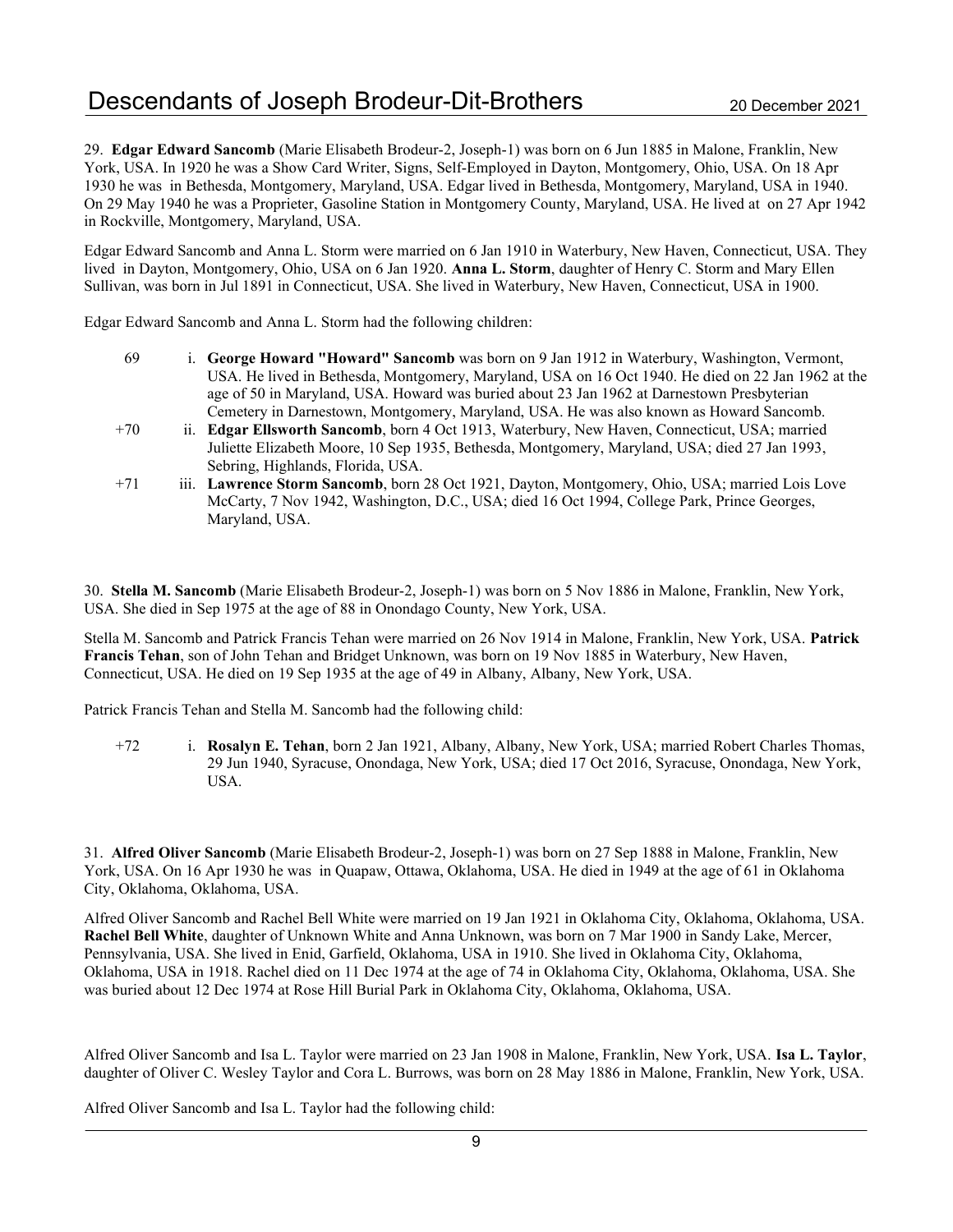29. **Edgar Edward Sancomb** (Marie Elisabeth Brodeur-2, Joseph-1) was born on 6 Jun 1885 in Malone, Franklin, New York, USA. In 1920 he was a Show Card Writer, Signs, Self-Employed in Dayton, Montgomery, Ohio, USA. On 18 Apr 1930 he was in Bethesda, Montgomery, Maryland, USA. Edgar lived in Bethesda, Montgomery, Maryland, USA in 1940. On 29 May 1940 he was a Proprieter, Gasoline Station in Montgomery County, Maryland, USA. He lived at on 27 Apr 1942 in Rockville, Montgomery, Maryland, USA.

Edgar Edward Sancomb and Anna L. Storm were married on 6 Jan 1910 in Waterbury, New Haven, Connecticut, USA. They lived in Dayton, Montgomery, Ohio, USA on 6 Jan 1920. **Anna L. Storm**, daughter of Henry C. Storm and Mary Ellen Sullivan, was born in Jul 1891 in Connecticut, USA. She lived in Waterbury, New Haven, Connecticut, USA in 1900.

Edgar Edward Sancomb and Anna L. Storm had the following children:

69 i. **George Howard "Howard" Sancomb** was born on 9 Jan 1912 in Waterbury, Washington, Vermont, USA. He lived in Bethesda, Montgomery, Maryland, USA on 16 Oct 1940. He died on 22 Jan 1962 at the age of 50 in Maryland, USA. Howard was buried about 23 Jan 1962 at Darnestown Presbyterian Cemetery in Darnestown, Montgomery, Maryland, USA. He was also known as Howard Sancomb.

+70 ii. **Edgar Ellsworth Sancomb**, born 4 Oct 1913, Waterbury, New Haven, Connecticut, USA; married Juliette Elizabeth Moore, 10 Sep 1935, Bethesda, Montgomery, Maryland, USA; died 27 Jan 1993, Sebring, Highlands, Florida, USA.

+71 iii. **Lawrence Storm Sancomb**, born 28 Oct 1921, Dayton, Montgomery, Ohio, USA; married Lois Love McCarty, 7 Nov 1942, Washington, D.C., USA; died 16 Oct 1994, College Park, Prince Georges, Maryland, USA.

30. **Stella M. Sancomb** (Marie Elisabeth Brodeur-2, Joseph-1) was born on 5 Nov 1886 in Malone, Franklin, New York, USA. She died in Sep 1975 at the age of 88 in Onondago County, New York, USA.

Stella M. Sancomb and Patrick Francis Tehan were married on 26 Nov 1914 in Malone, Franklin, New York, USA. **Patrick Francis Tehan**, son of John Tehan and Bridget Unknown, was born on 19 Nov 1885 in Waterbury, New Haven, Connecticut, USA. He died on 19 Sep 1935 at the age of 49 in Albany, Albany, New York, USA.

Patrick Francis Tehan and Stella M. Sancomb had the following child:

+72 i. **Rosalyn E. Tehan**, born 2 Jan 1921, Albany, Albany, New York, USA; married Robert Charles Thomas, 29 Jun 1940, Syracuse, Onondaga, New York, USA; died 17 Oct 2016, Syracuse, Onondaga, New York, USA.

31. **Alfred Oliver Sancomb** (Marie Elisabeth Brodeur-2, Joseph-1) was born on 27 Sep 1888 in Malone, Franklin, New York, USA. On 16 Apr 1930 he was in Quapaw, Ottawa, Oklahoma, USA. He died in 1949 at the age of 61 in Oklahoma City, Oklahoma, Oklahoma, USA.

Alfred Oliver Sancomb and Rachel Bell White were married on 19 Jan 1921 in Oklahoma City, Oklahoma, Oklahoma, USA. **Rachel Bell White**, daughter of Unknown White and Anna Unknown, was born on 7 Mar 1900 in Sandy Lake, Mercer, Pennsylvania, USA. She lived in Enid, Garfield, Oklahoma, USA in 1910. She lived in Oklahoma City, Oklahoma, Oklahoma, USA in 1918. Rachel died on 11 Dec 1974 at the age of 74 in Oklahoma City, Oklahoma, Oklahoma, USA. She was buried about 12 Dec 1974 at Rose Hill Burial Park in Oklahoma City, Oklahoma, Oklahoma, USA.

Alfred Oliver Sancomb and Isa L. Taylor were married on 23 Jan 1908 in Malone, Franklin, New York, USA. **Isa L. Taylor**, daughter of Oliver C. Wesley Taylor and Cora L. Burrows, was born on 28 May 1886 in Malone, Franklin, New York, USA.

Alfred Oliver Sancomb and Isa L. Taylor had the following child: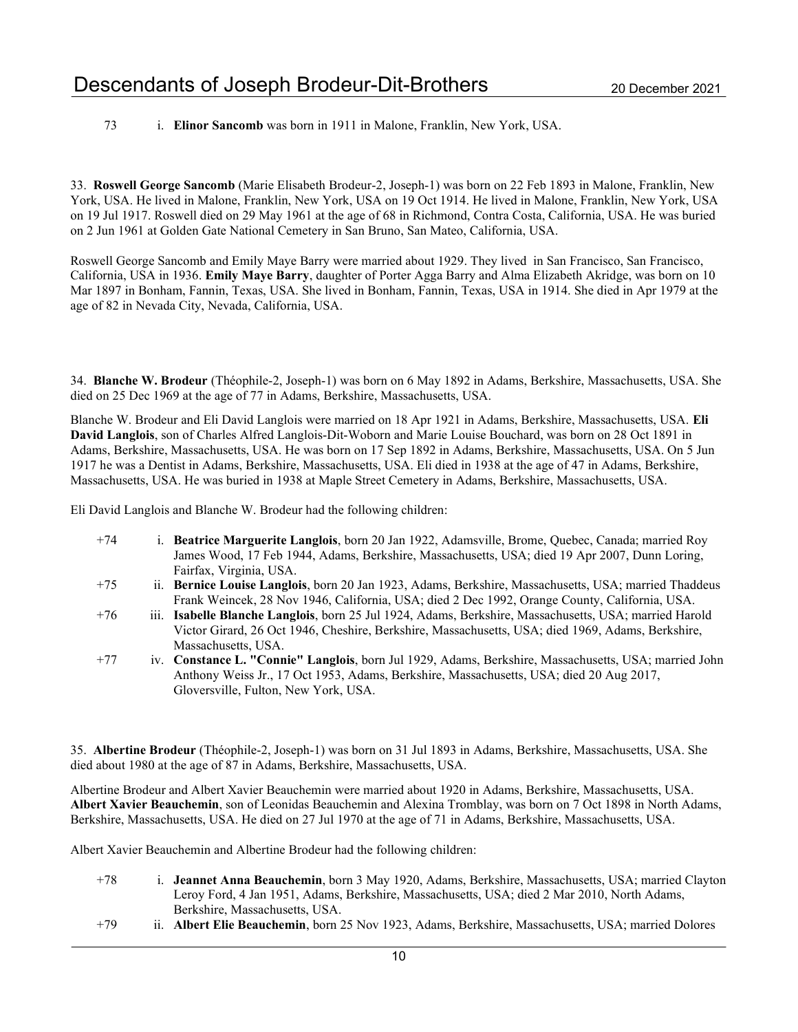73 i. **Elinor Sancomb** was born in 1911 in Malone, Franklin, New York, USA.

33. **Roswell George Sancomb** (Marie Elisabeth Brodeur-2, Joseph-1) was born on 22 Feb 1893 in Malone, Franklin, New York, USA. He lived in Malone, Franklin, New York, USA on 19 Oct 1914. He lived in Malone, Franklin, New York, USA on 19 Jul 1917. Roswell died on 29 May 1961 at the age of 68 in Richmond, Contra Costa, California, USA. He was buried on 2 Jun 1961 at Golden Gate National Cemetery in San Bruno, San Mateo, California, USA.

Roswell George Sancomb and Emily Maye Barry were married about 1929. They lived in San Francisco, San Francisco, California, USA in 1936. **Emily Maye Barry**, daughter of Porter Agga Barry and Alma Elizabeth Akridge, was born on 10 Mar 1897 in Bonham, Fannin, Texas, USA. She lived in Bonham, Fannin, Texas, USA in 1914. She died in Apr 1979 at the age of 82 in Nevada City, Nevada, California, USA.

34. **Blanche W. Brodeur** (Théophile-2, Joseph-1) was born on 6 May 1892 in Adams, Berkshire, Massachusetts, USA. She died on 25 Dec 1969 at the age of 77 in Adams, Berkshire, Massachusetts, USA.

Blanche W. Brodeur and Eli David Langlois were married on 18 Apr 1921 in Adams, Berkshire, Massachusetts, USA. **Eli David Langlois**, son of Charles Alfred Langlois-Dit-Woborn and Marie Louise Bouchard, was born on 28 Oct 1891 in Adams, Berkshire, Massachusetts, USA. He was born on 17 Sep 1892 in Adams, Berkshire, Massachusetts, USA. On 5 Jun 1917 he was a Dentist in Adams, Berkshire, Massachusetts, USA. Eli died in 1938 at the age of 47 in Adams, Berkshire, Massachusetts, USA. He was buried in 1938 at Maple Street Cemetery in Adams, Berkshire, Massachusetts, USA.

Eli David Langlois and Blanche W. Brodeur had the following children:

+74 i. **Beatrice Marguerite Langlois**, born 20 Jan 1922, Adamsville, Brome, Quebec, Canada; married Roy James Wood, 17 Feb 1944, Adams, Berkshire, Massachusetts, USA; died 19 Apr 2007, Dunn Loring, Fairfax, Virginia, USA.

+75 ii. **Bernice Louise Langlois**, born 20 Jan 1923, Adams, Berkshire, Massachusetts, USA; married Thaddeus Frank Weincek, 28 Nov 1946, California, USA; died 2 Dec 1992, Orange County, California, USA.

+76 iii. **Isabelle Blanche Langlois**, born 25 Jul 1924, Adams, Berkshire, Massachusetts, USA; married Harold Victor Girard, 26 Oct 1946, Cheshire, Berkshire, Massachusetts, USA; died 1969, Adams, Berkshire, Massachusetts, USA.

+77 iv. **Constance L. "Connie" Langlois**, born Jul 1929, Adams, Berkshire, Massachusetts, USA; married John Anthony Weiss Jr., 17 Oct 1953, Adams, Berkshire, Massachusetts, USA; died 20 Aug 2017, Gloversville, Fulton, New York, USA.

35. **Albertine Brodeur** (Théophile-2, Joseph-1) was born on 31 Jul 1893 in Adams, Berkshire, Massachusetts, USA. She died about 1980 at the age of 87 in Adams, Berkshire, Massachusetts, USA.

Albertine Brodeur and Albert Xavier Beauchemin were married about 1920 in Adams, Berkshire, Massachusetts, USA. **Albert Xavier Beauchemin**, son of Leonidas Beauchemin and Alexina Tromblay, was born on 7 Oct 1898 in North Adams, Berkshire, Massachusetts, USA. He died on 27 Jul 1970 at the age of 71 in Adams, Berkshire, Massachusetts, USA.

Albert Xavier Beauchemin and Albertine Brodeur had the following children:

+78 i. **Jeannet Anna Beauchemin**, born 3 May 1920, Adams, Berkshire, Massachusetts, USA; married Clayton Leroy Ford, 4 Jan 1951, Adams, Berkshire, Massachusetts, USA; died 2 Mar 2010, North Adams, Berkshire, Massachusetts, USA.

+79 ii. **Albert Elie Beauchemin**, born 25 Nov 1923, Adams, Berkshire, Massachusetts, USA; married Dolores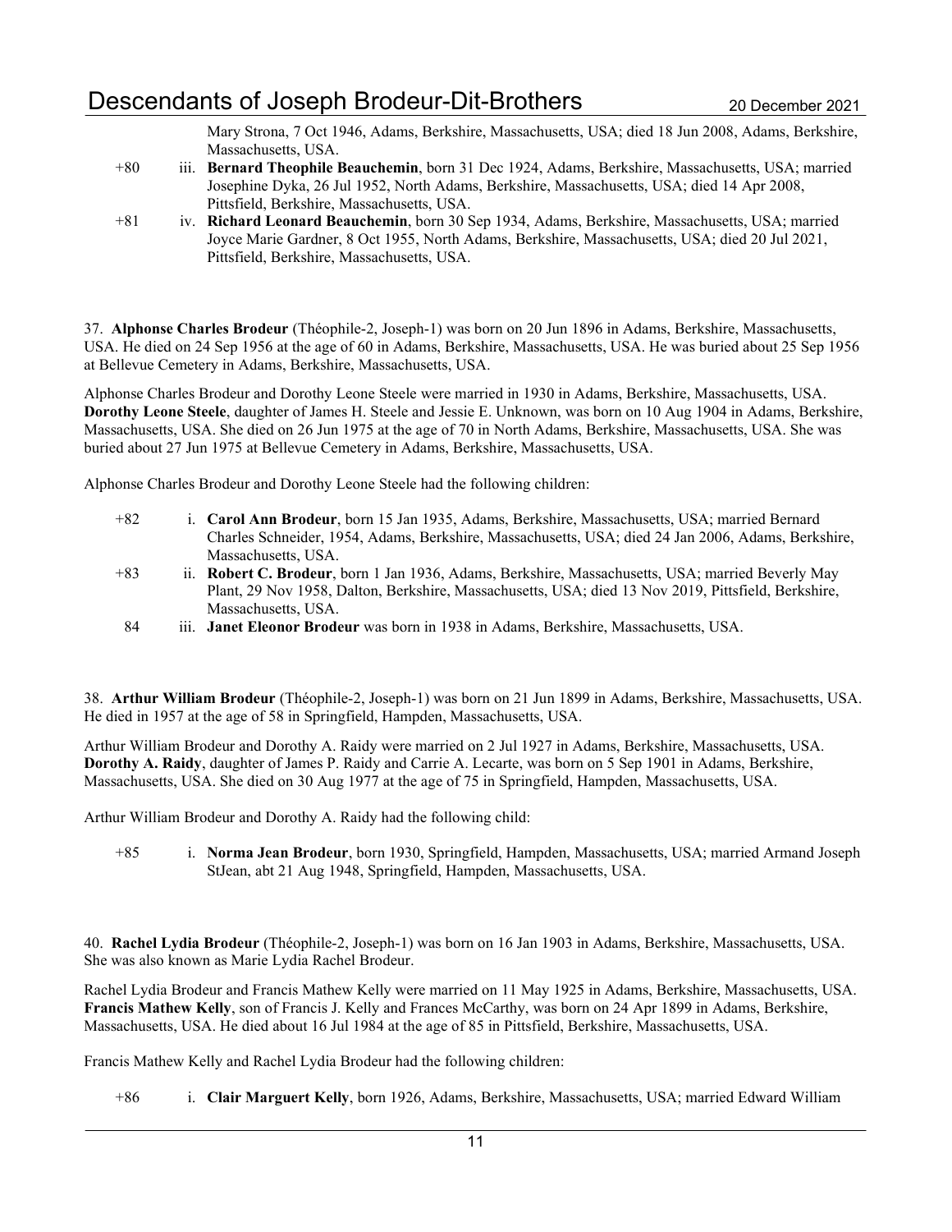Mary Strona, 7 Oct 1946, Adams, Berkshire, Massachusetts, USA; died 18 Jun 2008, Adams, Berkshire, Massachusetts, USA.

+80 iii. **Bernard Theophile Beauchemin**, born 31 Dec 1924, Adams, Berkshire, Massachusetts, USA; married Josephine Dyka, 26 Jul 1952, North Adams, Berkshire, Massachusetts, USA; died 14 Apr 2008, Pittsfield, Berkshire, Massachusetts, USA.

+81 iv. **Richard Leonard Beauchemin**, born 30 Sep 1934, Adams, Berkshire, Massachusetts, USA; married Joyce Marie Gardner, 8 Oct 1955, North Adams, Berkshire, Massachusetts, USA; died 20 Jul 2021, Pittsfield, Berkshire, Massachusetts, USA.

37. **Alphonse Charles Brodeur** (Théophile-2, Joseph-1) was born on 20 Jun 1896 in Adams, Berkshire, Massachusetts, USA. He died on 24 Sep 1956 at the age of 60 in Adams, Berkshire, Massachusetts, USA. He was buried about 25 Sep 1956 at Bellevue Cemetery in Adams, Berkshire, Massachusetts, USA.

Alphonse Charles Brodeur and Dorothy Leone Steele were married in 1930 in Adams, Berkshire, Massachusetts, USA. **Dorothy Leone Steele**, daughter of James H. Steele and Jessie E. Unknown, was born on 10 Aug 1904 in Adams, Berkshire, Massachusetts, USA. She died on 26 Jun 1975 at the age of 70 in North Adams, Berkshire, Massachusetts, USA. She was buried about 27 Jun 1975 at Bellevue Cemetery in Adams, Berkshire, Massachusetts, USA.

Alphonse Charles Brodeur and Dorothy Leone Steele had the following children:

+82 i. **Carol Ann Brodeur**, born 15 Jan 1935, Adams, Berkshire, Massachusetts, USA; married Bernard Charles Schneider, 1954, Adams, Berkshire, Massachusetts, USA; died 24 Jan 2006, Adams, Berkshire, Massachusetts, USA.

+83 ii. **Robert C. Brodeur**, born 1 Jan 1936, Adams, Berkshire, Massachusetts, USA; married Beverly May Plant, 29 Nov 1958, Dalton, Berkshire, Massachusetts, USA; died 13 Nov 2019, Pittsfield, Berkshire, Massachusetts, USA.

84 iii. **Janet Eleonor Brodeur** was born in 1938 in Adams, Berkshire, Massachusetts, USA.

38. **Arthur William Brodeur** (Théophile-2, Joseph-1) was born on 21 Jun 1899 in Adams, Berkshire, Massachusetts, USA. He died in 1957 at the age of 58 in Springfield, Hampden, Massachusetts, USA.

Arthur William Brodeur and Dorothy A. Raidy were married on 2 Jul 1927 in Adams, Berkshire, Massachusetts, USA. **Dorothy A. Raidy**, daughter of James P. Raidy and Carrie A. Lecarte, was born on 5 Sep 1901 in Adams, Berkshire, Massachusetts, USA. She died on 30 Aug 1977 at the age of 75 in Springfield, Hampden, Massachusetts, USA.

Arthur William Brodeur and Dorothy A. Raidy had the following child:

+85 i. **Norma Jean Brodeur**, born 1930, Springfield, Hampden, Massachusetts, USA; married Armand Joseph StJean, abt 21 Aug 1948, Springfield, Hampden, Massachusetts, USA.

40. **Rachel Lydia Brodeur** (Théophile-2, Joseph-1) was born on 16 Jan 1903 in Adams, Berkshire, Massachusetts, USA. She was also known as Marie Lydia Rachel Brodeur.

Rachel Lydia Brodeur and Francis Mathew Kelly were married on 11 May 1925 in Adams, Berkshire, Massachusetts, USA. **Francis Mathew Kelly**, son of Francis J. Kelly and Frances McCarthy, was born on 24 Apr 1899 in Adams, Berkshire, Massachusetts, USA. He died about 16 Jul 1984 at the age of 85 in Pittsfield, Berkshire, Massachusetts, USA.

Francis Mathew Kelly and Rachel Lydia Brodeur had the following children:

+86 i. **Clair Marguert Kelly**, born 1926, Adams, Berkshire, Massachusetts, USA; married Edward William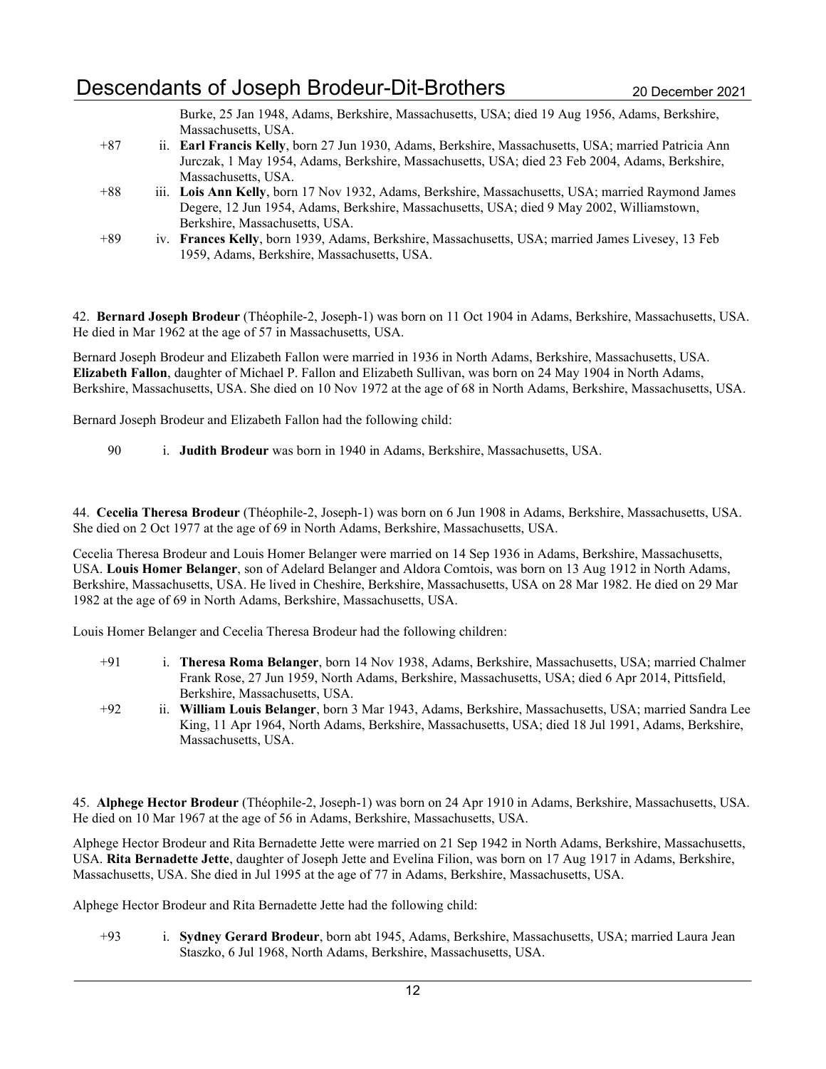Burke, 25 Jan 1948, Adams, Berkshire, Massachusetts, USA; died 19 Aug 1956, Adams, Berkshire, Massachusetts, USA.

+87 ii. **Earl Francis Kelly**, born 27 Jun 1930, Adams, Berkshire, Massachusetts, USA; married Patricia Ann Jurczak, 1 May 1954, Adams, Berkshire, Massachusetts, USA; died 23 Feb 2004, Adams, Berkshire, Massachusetts, USA.

+88 iii. **Lois Ann Kelly**, born 17 Nov 1932, Adams, Berkshire, Massachusetts, USA; married Raymond James Degere, 12 Jun 1954, Adams, Berkshire, Massachusetts, USA; died 9 May 2002, Williamstown, Berkshire, Massachusetts, USA.

+89 iv. **Frances Kelly**, born 1939, Adams, Berkshire, Massachusetts, USA; married James Livesey, 13 Feb 1959, Adams, Berkshire, Massachusetts, USA.

42. **Bernard Joseph Brodeur** (Théophile-2, Joseph-1) was born on 11 Oct 1904 in Adams, Berkshire, Massachusetts, USA. He died in Mar 1962 at the age of 57 in Massachusetts, USA.

Bernard Joseph Brodeur and Elizabeth Fallon were married in 1936 in North Adams, Berkshire, Massachusetts, USA. **Elizabeth Fallon**, daughter of Michael P. Fallon and Elizabeth Sullivan, was born on 24 May 1904 in North Adams, Berkshire, Massachusetts, USA. She died on 10 Nov 1972 at the age of 68 in North Adams, Berkshire, Massachusetts, USA.

Bernard Joseph Brodeur and Elizabeth Fallon had the following child:

90 i. **Judith Brodeur** was born in 1940 in Adams, Berkshire, Massachusetts, USA.

44. **Cecelia Theresa Brodeur** (Théophile-2, Joseph-1) was born on 6 Jun 1908 in Adams, Berkshire, Massachusetts, USA. She died on 2 Oct 1977 at the age of 69 in North Adams, Berkshire, Massachusetts, USA.

Cecelia Theresa Brodeur and Louis Homer Belanger were married on 14 Sep 1936 in Adams, Berkshire, Massachusetts, USA. **Louis Homer Belanger**, son of Adelard Belanger and Aldora Comtois, was born on 13 Aug 1912 in North Adams, Berkshire, Massachusetts, USA. He lived in Cheshire, Berkshire, Massachusetts, USA on 28 Mar 1982. He died on 29 Mar 1982 at the age of 69 in North Adams, Berkshire, Massachusetts, USA.

Louis Homer Belanger and Cecelia Theresa Brodeur had the following children:

+91 i. **Theresa Roma Belanger**, born 14 Nov 1938, Adams, Berkshire, Massachusetts, USA; married Chalmer Frank Rose, 27 Jun 1959, North Adams, Berkshire, Massachusetts, USA; died 6 Apr 2014, Pittsfield, Berkshire, Massachusetts, USA.

+92 ii. **William Louis Belanger**, born 3 Mar 1943, Adams, Berkshire, Massachusetts, USA; married Sandra Lee King, 11 Apr 1964, North Adams, Berkshire, Massachusetts, USA; died 18 Jul 1991, Adams, Berkshire, Massachusetts, USA.

45. **Alphege Hector Brodeur** (Théophile-2, Joseph-1) was born on 24 Apr 1910 in Adams, Berkshire, Massachusetts, USA. He died on 10 Mar 1967 at the age of 56 in Adams, Berkshire, Massachusetts, USA.

Alphege Hector Brodeur and Rita Bernadette Jette were married on 21 Sep 1942 in North Adams, Berkshire, Massachusetts, USA. **Rita Bernadette Jette**, daughter of Joseph Jette and Evelina Filion, was born on 17 Aug 1917 in Adams, Berkshire, Massachusetts, USA. She died in Jul 1995 at the age of 77 in Adams, Berkshire, Massachusetts, USA.

Alphege Hector Brodeur and Rita Bernadette Jette had the following child:

+93 i. **Sydney Gerard Brodeur**, born abt 1945, Adams, Berkshire, Massachusetts, USA; married Laura Jean Staszko, 6 Jul 1968, North Adams, Berkshire, Massachusetts, USA.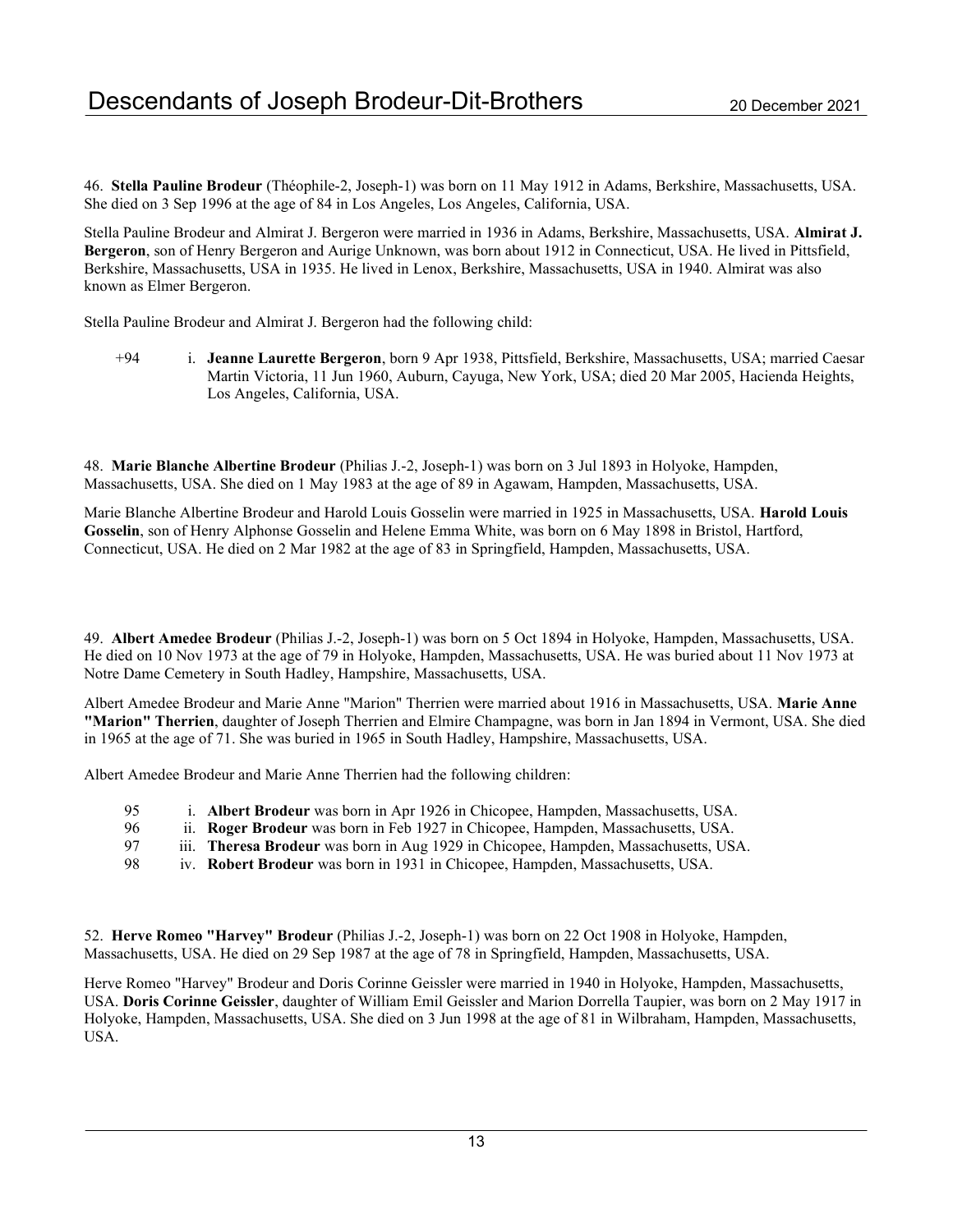46. **Stella Pauline Brodeur** (Théophile-2, Joseph-1) was born on 11 May 1912 in Adams, Berkshire, Massachusetts, USA. She died on 3 Sep 1996 at the age of 84 in Los Angeles, Los Angeles, California, USA.

Stella Pauline Brodeur and Almirat J. Bergeron were married in 1936 in Adams, Berkshire, Massachusetts, USA. **Almirat J. Bergeron**, son of Henry Bergeron and Aurige Unknown, was born about 1912 in Connecticut, USA. He lived in Pittsfield, Berkshire, Massachusetts, USA in 1935. He lived in Lenox, Berkshire, Massachusetts, USA in 1940. Almirat was also known as Elmer Bergeron.

Stella Pauline Brodeur and Almirat J. Bergeron had the following child:

+94 i. **Jeanne Laurette Bergeron**, born 9 Apr 1938, Pittsfield, Berkshire, Massachusetts, USA; married Caesar Martin Victoria, 11 Jun 1960, Auburn, Cayuga, New York, USA; died 20 Mar 2005, Hacienda Heights, Los Angeles, California, USA.

48. **Marie Blanche Albertine Brodeur** (Philias J.-2, Joseph-1) was born on 3 Jul 1893 in Holyoke, Hampden, Massachusetts, USA. She died on 1 May 1983 at the age of 89 in Agawam, Hampden, Massachusetts, USA.

Marie Blanche Albertine Brodeur and Harold Louis Gosselin were married in 1925 in Massachusetts, USA. **Harold Louis Gosselin**, son of Henry Alphonse Gosselin and Helene Emma White, was born on 6 May 1898 in Bristol, Hartford, Connecticut, USA. He died on 2 Mar 1982 at the age of 83 in Springfield, Hampden, Massachusetts, USA.

49. **Albert Amedee Brodeur** (Philias J.-2, Joseph-1) was born on 5 Oct 1894 in Holyoke, Hampden, Massachusetts, USA. He died on 10 Nov 1973 at the age of 79 in Holyoke, Hampden, Massachusetts, USA. He was buried about 11 Nov 1973 at Notre Dame Cemetery in South Hadley, Hampshire, Massachusetts, USA.

Albert Amedee Brodeur and Marie Anne "Marion" Therrien were married about 1916 in Massachusetts, USA. **Marie Anne "Marion" Therrien**, daughter of Joseph Therrien and Elmire Champagne, was born in Jan 1894 in Vermont, USA. She died in 1965 at the age of 71. She was buried in 1965 in South Hadley, Hampshire, Massachusetts, USA.

Albert Amedee Brodeur and Marie Anne Therrien had the following children:

95 i. **Albert Brodeur** was born in Apr 1926 in Chicopee, Hampden, Massachusetts, USA.
96 ii. **Roger Brodeur** was born in Feb 1927 in Chicopee, Hampden, Massachusetts, USA.
97 iii. **Theresa Brodeur** was born in Aug 1929 in Chicopee, Hampden, Massachusetts, USA.
98 iv. **Robert Brodeur** was born in 1931 in Chicopee, Hampden, Massachusetts, USA.

52. **Herve Romeo "Harvey" Brodeur** (Philias J.-2, Joseph-1) was born on 22 Oct 1908 in Holyoke, Hampden, Massachusetts, USA. He died on 29 Sep 1987 at the age of 78 in Springfield, Hampden, Massachusetts, USA.

Herve Romeo "Harvey" Brodeur and Doris Corinne Geissler were married in 1940 in Holyoke, Hampden, Massachusetts, USA. **Doris Corinne Geissler**, daughter of William Emil Geissler and Marion Dorrella Taupier, was born on 2 May 1917 in Holyoke, Hampden, Massachusetts, USA. She died on 3 Jun 1998 at the age of 81 in Wilbraham, Hampden, Massachusetts, USA.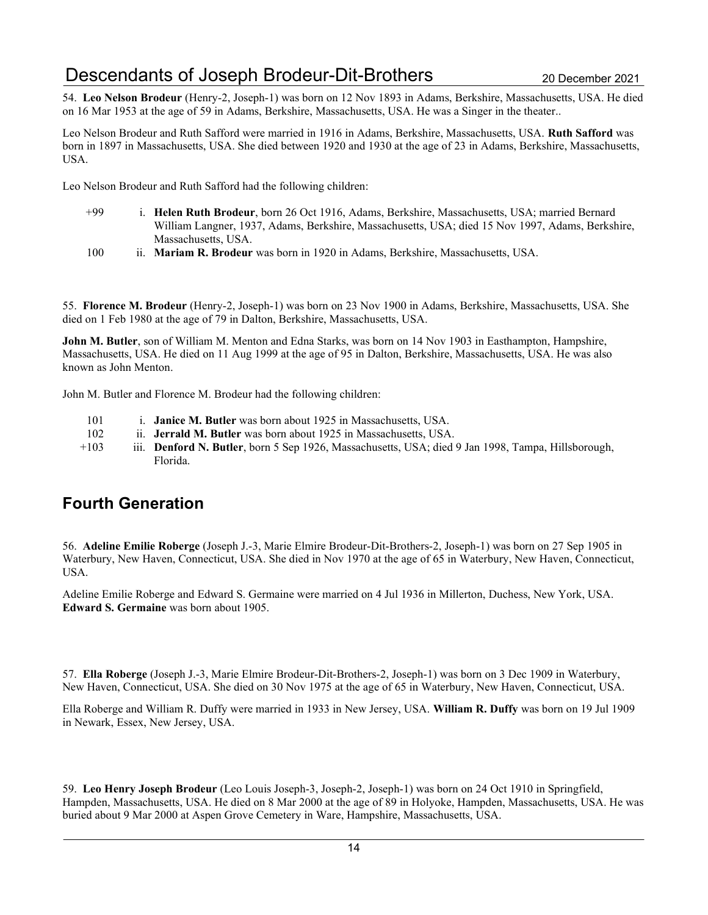54. **Leo Nelson Brodeur** (Henry-2, Joseph-1) was born on 12 Nov 1893 in Adams, Berkshire, Massachusetts, USA. He died on 16 Mar 1953 at the age of 59 in Adams, Berkshire, Massachusetts, USA. He was a Singer in the theater..

Leo Nelson Brodeur and Ruth Safford were married in 1916 in Adams, Berkshire, Massachusetts, USA. **Ruth Safford** was born in 1897 in Massachusetts, USA. She died between 1920 and 1930 at the age of 23 in Adams, Berkshire, Massachusetts, USA.

Leo Nelson Brodeur and Ruth Safford had the following children:

- +99 i. **Helen Ruth Brodeur**, born 26 Oct 1916, Adams, Berkshire, Massachusetts, USA; married Bernard William Langner, 1937, Adams, Berkshire, Massachusetts, USA; died 15 Nov 1997, Adams, Berkshire, Massachusetts, USA.
- 100 ii. **Mariam R. Brodeur** was born in 1920 in Adams, Berkshire, Massachusetts, USA.

55. **Florence M. Brodeur** (Henry-2, Joseph-1) was born on 23 Nov 1900 in Adams, Berkshire, Massachusetts, USA. She died on 1 Feb 1980 at the age of 79 in Dalton, Berkshire, Massachusetts, USA.

**John M. Butler**, son of William M. Menton and Edna Starks, was born on 14 Nov 1903 in Easthampton, Hampshire, Massachusetts, USA. He died on 11 Aug 1999 at the age of 95 in Dalton, Berkshire, Massachusetts, USA. He was also known as John Menton.

John M. Butler and Florence M. Brodeur had the following children:

- 101 i. **Janice M. Butler** was born about 1925 in Massachusetts, USA.
- 102 ii. **Jerrald M. Butler** was born about 1925 in Massachusetts, USA.
- +103 iii. **Denford N. Butler**, born 5 Sep 1926, Massachusetts, USA; died 9 Jan 1998, Tampa, Hillsborough, Florida.

## Fourth Generation

56. **Adeline Emilie Roberge** (Joseph J.-3, Marie Elmire Brodeur-Dit-Brothers-2, Joseph-1) was born on 27 Sep 1905 in Waterbury, New Haven, Connecticut, USA. She died in Nov 1970 at the age of 65 in Waterbury, New Haven, Connecticut, USA.

Adeline Emilie Roberge and Edward S. Germaine were married on 4 Jul 1936 in Millerton, Duchess, New York, USA. **Edward S. Germaine** was born about 1905.

57. **Ella Roberge** (Joseph J.-3, Marie Elmire Brodeur-Dit-Brothers-2, Joseph-1) was born on 3 Dec 1909 in Waterbury, New Haven, Connecticut, USA. She died on 30 Nov 1975 at the age of 65 in Waterbury, New Haven, Connecticut, USA.

Ella Roberge and William R. Duffy were married in 1933 in New Jersey, USA. **William R. Duffy** was born on 19 Jul 1909 in Newark, Essex, New Jersey, USA.

59. **Leo Henry Joseph Brodeur** (Leo Louis Joseph-3, Joseph-2, Joseph-1) was born on 24 Oct 1910 in Springfield, Hampden, Massachusetts, USA. He died on 8 Mar 2000 at the age of 89 in Holyoke, Hampden, Massachusetts, USA. He was buried about 9 Mar 2000 at Aspen Grove Cemetery in Ware, Hampshire, Massachusetts, USA.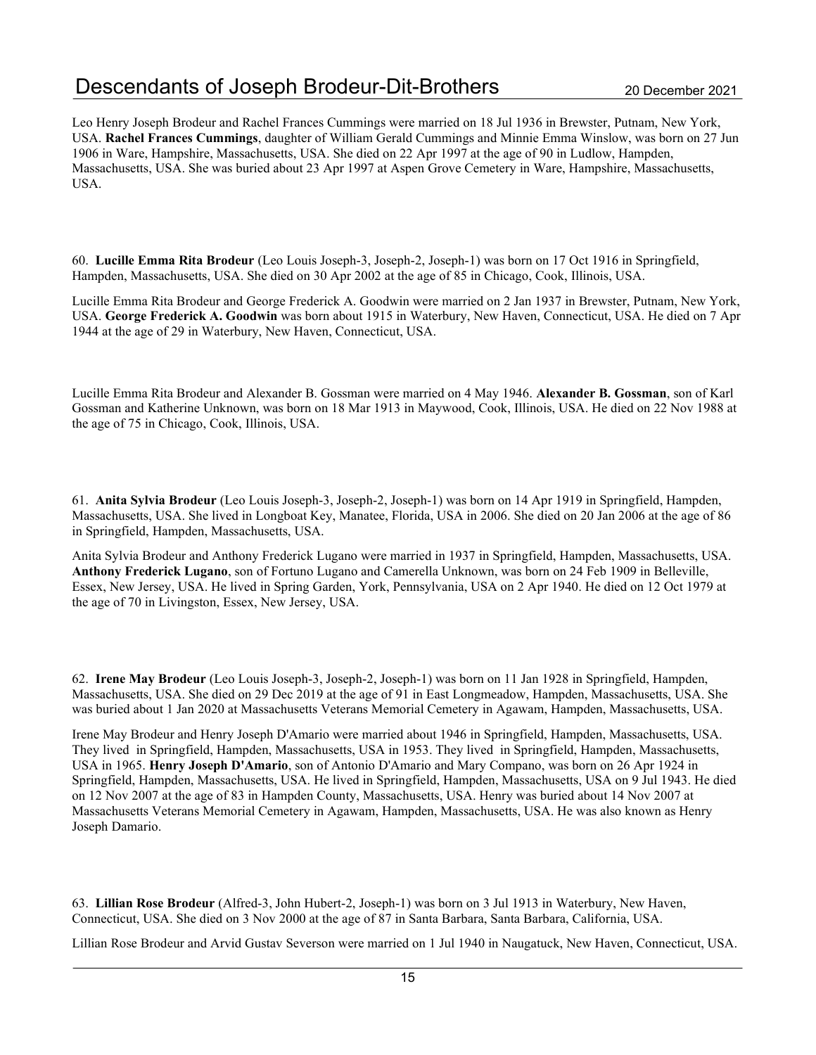Leo Henry Joseph Brodeur and Rachel Frances Cummings were married on 18 Jul 1936 in Brewster, Putnam, New York, USA. **Rachel Frances Cummings**, daughter of William Gerald Cummings and Minnie Emma Winslow, was born on 27 Jun 1906 in Ware, Hampshire, Massachusetts, USA. She died on 22 Apr 1997 at the age of 90 in Ludlow, Hampden, Massachusetts, USA. She was buried about 23 Apr 1997 at Aspen Grove Cemetery in Ware, Hampshire, Massachusetts, USA.

60. **Lucille Emma Rita Brodeur** (Leo Louis Joseph-3, Joseph-2, Joseph-1) was born on 17 Oct 1916 in Springfield, Hampden, Massachusetts, USA. She died on 30 Apr 2002 at the age of 85 in Chicago, Cook, Illinois, USA.

Lucille Emma Rita Brodeur and George Frederick A. Goodwin were married on 2 Jan 1937 in Brewster, Putnam, New York, USA. **George Frederick A. Goodwin** was born about 1915 in Waterbury, New Haven, Connecticut, USA. He died on 7 Apr 1944 at the age of 29 in Waterbury, New Haven, Connecticut, USA.

Lucille Emma Rita Brodeur and Alexander B. Gossman were married on 4 May 1946. **Alexander B. Gossman**, son of Karl Gossman and Katherine Unknown, was born on 18 Mar 1913 in Maywood, Cook, Illinois, USA. He died on 22 Nov 1988 at the age of 75 in Chicago, Cook, Illinois, USA.

61. **Anita Sylvia Brodeur** (Leo Louis Joseph-3, Joseph-2, Joseph-1) was born on 14 Apr 1919 in Springfield, Hampden, Massachusetts, USA. She lived in Longboat Key, Manatee, Florida, USA in 2006. She died on 20 Jan 2006 at the age of 86 in Springfield, Hampden, Massachusetts, USA.

Anita Sylvia Brodeur and Anthony Frederick Lugano were married in 1937 in Springfield, Hampden, Massachusetts, USA. **Anthony Frederick Lugano**, son of Fortuno Lugano and Camerella Unknown, was born on 24 Feb 1909 in Belleville, Essex, New Jersey, USA. He lived in Spring Garden, York, Pennsylvania, USA on 2 Apr 1940. He died on 12 Oct 1979 at the age of 70 in Livingston, Essex, New Jersey, USA.

62. **Irene May Brodeur** (Leo Louis Joseph-3, Joseph-2, Joseph-1) was born on 11 Jan 1928 in Springfield, Hampden, Massachusetts, USA. She died on 29 Dec 2019 at the age of 91 in East Longmeadow, Hampden, Massachusetts, USA. She was buried about 1 Jan 2020 at Massachusetts Veterans Memorial Cemetery in Agawam, Hampden, Massachusetts, USA.

Irene May Brodeur and Henry Joseph D'Amario were married about 1946 in Springfield, Hampden, Massachusetts, USA. They lived in Springfield, Hampden, Massachusetts, USA in 1953. They lived in Springfield, Hampden, Massachusetts, USA in 1965. **Henry Joseph D'Amario**, son of Antonio D'Amario and Mary Compano, was born on 26 Apr 1924 in Springfield, Hampden, Massachusetts, USA. He lived in Springfield, Hampden, Massachusetts, USA on 9 Jul 1943. He died on 12 Nov 2007 at the age of 83 in Hampden County, Massachusetts, USA. Henry was buried about 14 Nov 2007 at Massachusetts Veterans Memorial Cemetery in Agawam, Hampden, Massachusetts, USA. He was also known as Henry Joseph Damario.

63. **Lillian Rose Brodeur** (Alfred-3, John Hubert-2, Joseph-1) was born on 3 Jul 1913 in Waterbury, New Haven, Connecticut, USA. She died on 3 Nov 2000 at the age of 87 in Santa Barbara, Santa Barbara, California, USA.

Lillian Rose Brodeur and Arvid Gustav Severson were married on 1 Jul 1940 in Naugatuck, New Haven, Connecticut, USA.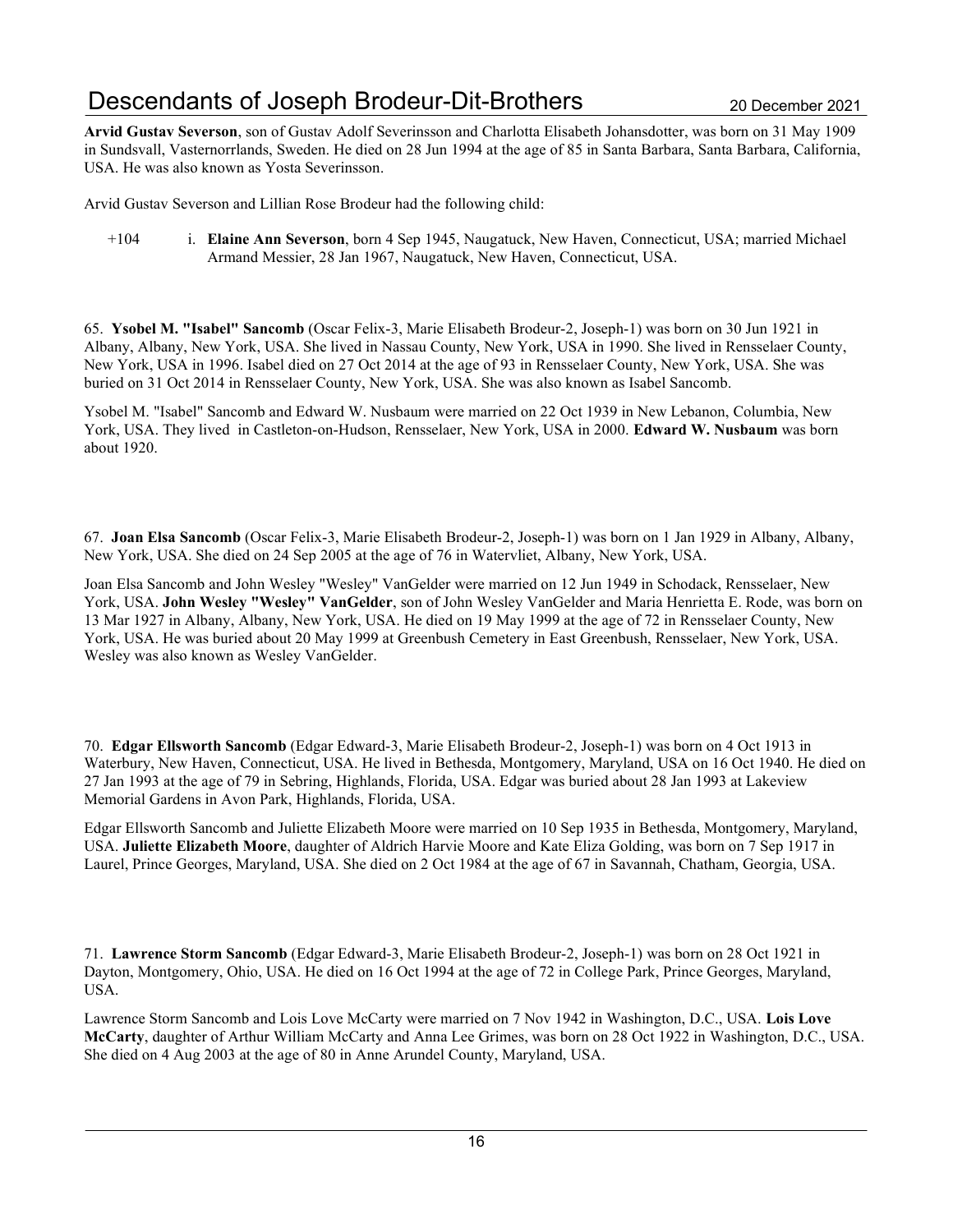**Arvid Gustav Severson**, son of Gustav Adolf Severinsson and Charlotta Elisabeth Johansdotter, was born on 31 May 1909 in Sundsvall, Vasternorrlands, Sweden. He died on 28 Jun 1994 at the age of 85 in Santa Barbara, Santa Barbara, California, USA. He was also known as Yosta Severinsson.

Arvid Gustav Severson and Lillian Rose Brodeur had the following child:

+104 i. **Elaine Ann Severson**, born 4 Sep 1945, Naugatuck, New Haven, Connecticut, USA; married Michael Armand Messier, 28 Jan 1967, Naugatuck, New Haven, Connecticut, USA.

65. **Ysobel M. "Isabel" Sancomb** (Oscar Felix-3, Marie Elisabeth Brodeur-2, Joseph-1) was born on 30 Jun 1921 in Albany, Albany, New York, USA. She lived in Nassau County, New York, USA in 1990. She lived in Rensselaer County, New York, USA in 1996. Isabel died on 27 Oct 2014 at the age of 93 in Rensselaer County, New York, USA. She was buried on 31 Oct 2014 in Rensselaer County, New York, USA. She was also known as Isabel Sancomb.

Ysobel M. "Isabel" Sancomb and Edward W. Nusbaum were married on 22 Oct 1939 in New Lebanon, Columbia, New York, USA. They lived in Castleton-on-Hudson, Rensselaer, New York, USA in 2000. **Edward W. Nusbaum** was born about 1920.

67. **Joan Elsa Sancomb** (Oscar Felix-3, Marie Elisabeth Brodeur-2, Joseph-1) was born on 1 Jan 1929 in Albany, Albany, New York, USA. She died on 24 Sep 2005 at the age of 76 in Watervliet, Albany, New York, USA.

Joan Elsa Sancomb and John Wesley "Wesley" VanGelder were married on 12 Jun 1949 in Schodack, Rensselaer, New York, USA. **John Wesley "Wesley" VanGelder**, son of John Wesley VanGelder and Maria Henrietta E. Rode, was born on 13 Mar 1927 in Albany, Albany, New York, USA. He died on 19 May 1999 at the age of 72 in Rensselaer County, New York, USA. He was buried about 20 May 1999 at Greenbush Cemetery in East Greenbush, Rensselaer, New York, USA. Wesley was also known as Wesley VanGelder.

70. **Edgar Ellsworth Sancomb** (Edgar Edward-3, Marie Elisabeth Brodeur-2, Joseph-1) was born on 4 Oct 1913 in Waterbury, New Haven, Connecticut, USA. He lived in Bethesda, Montgomery, Maryland, USA on 16 Oct 1940. He died on 27 Jan 1993 at the age of 79 in Sebring, Highlands, Florida, USA. Edgar was buried about 28 Jan 1993 at Lakeview Memorial Gardens in Avon Park, Highlands, Florida, USA.

Edgar Ellsworth Sancomb and Juliette Elizabeth Moore were married on 10 Sep 1935 in Bethesda, Montgomery, Maryland, USA. **Juliette Elizabeth Moore**, daughter of Aldrich Harvie Moore and Kate Eliza Golding, was born on 7 Sep 1917 in Laurel, Prince Georges, Maryland, USA. She died on 2 Oct 1984 at the age of 67 in Savannah, Chatham, Georgia, USA.

71. **Lawrence Storm Sancomb** (Edgar Edward-3, Marie Elisabeth Brodeur-2, Joseph-1) was born on 28 Oct 1921 in Dayton, Montgomery, Ohio, USA. He died on 16 Oct 1994 at the age of 72 in College Park, Prince Georges, Maryland, USA.

Lawrence Storm Sancomb and Lois Love McCarty were married on 7 Nov 1942 in Washington, D.C., USA. **Lois Love McCarty**, daughter of Arthur William McCarty and Anna Lee Grimes, was born on 28 Oct 1922 in Washington, D.C., USA. She died on 4 Aug 2003 at the age of 80 in Anne Arundel County, Maryland, USA.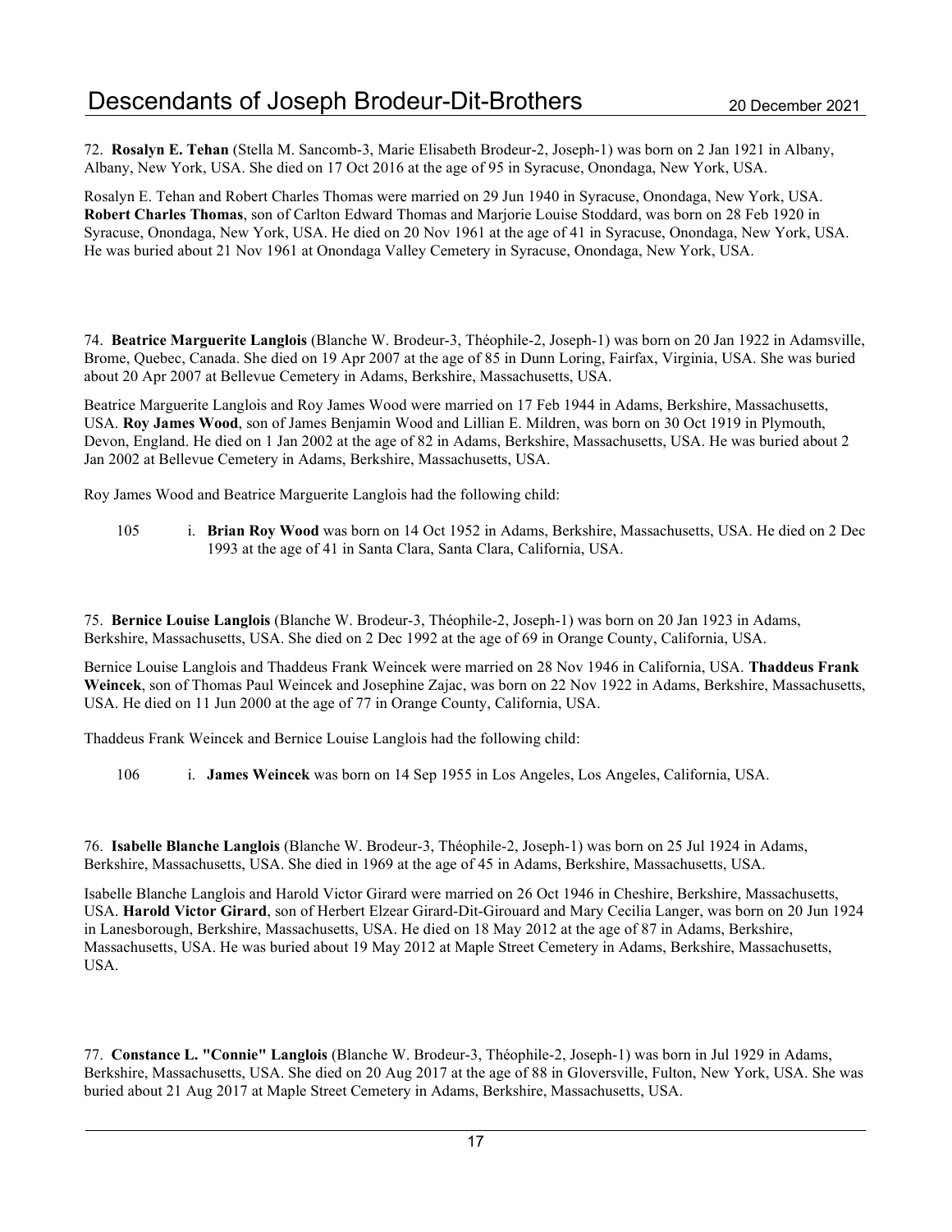72. **Rosalyn E. Tehan** (Stella M. Sancomb-3, Marie Elisabeth Brodeur-2, Joseph-1) was born on 2 Jan 1921 in Albany, Albany, New York, USA. She died on 17 Oct 2016 at the age of 95 in Syracuse, Onondaga, New York, USA.

Rosalyn E. Tehan and Robert Charles Thomas were married on 29 Jun 1940 in Syracuse, Onondaga, New York, USA. **Robert Charles Thomas**, son of Carlton Edward Thomas and Marjorie Louise Stoddard, was born on 28 Feb 1920 in Syracuse, Onondaga, New York, USA. He died on 20 Nov 1961 at the age of 41 in Syracuse, Onondaga, New York, USA. He was buried about 21 Nov 1961 at Onondaga Valley Cemetery in Syracuse, Onondaga, New York, USA.

74. **Beatrice Marguerite Langlois** (Blanche W. Brodeur-3, Théophile-2, Joseph-1) was born on 20 Jan 1922 in Adamsville, Brome, Quebec, Canada. She died on 19 Apr 2007 at the age of 85 in Dunn Loring, Fairfax, Virginia, USA. She was buried about 20 Apr 2007 at Bellevue Cemetery in Adams, Berkshire, Massachusetts, USA.

Beatrice Marguerite Langlois and Roy James Wood were married on 17 Feb 1944 in Adams, Berkshire, Massachusetts, USA. **Roy James Wood**, son of James Benjamin Wood and Lillian E. Mildren, was born on 30 Oct 1919 in Plymouth, Devon, England. He died on 1 Jan 2002 at the age of 82 in Adams, Berkshire, Massachusetts, USA. He was buried about 2 Jan 2002 at Bellevue Cemetery in Adams, Berkshire, Massachusetts, USA.

Roy James Wood and Beatrice Marguerite Langlois had the following child:

105 i. **Brian Roy Wood** was born on 14 Oct 1952 in Adams, Berkshire, Massachusetts, USA. He died on 2 Dec 1993 at the age of 41 in Santa Clara, Santa Clara, California, USA.

75. **Bernice Louise Langlois** (Blanche W. Brodeur-3, Théophile-2, Joseph-1) was born on 20 Jan 1923 in Adams, Berkshire, Massachusetts, USA. She died on 2 Dec 1992 at the age of 69 in Orange County, California, USA.

Bernice Louise Langlois and Thaddeus Frank Weincek were married on 28 Nov 1946 in California, USA. **Thaddeus Frank Weincek**, son of Thomas Paul Weincek and Josephine Zajac, was born on 22 Nov 1922 in Adams, Berkshire, Massachusetts, USA. He died on 11 Jun 2000 at the age of 77 in Orange County, California, USA.

Thaddeus Frank Weincek and Bernice Louise Langlois had the following child:

106 i. **James Weincek** was born on 14 Sep 1955 in Los Angeles, Los Angeles, California, USA.

76. **Isabelle Blanche Langlois** (Blanche W. Brodeur-3, Théophile-2, Joseph-1) was born on 25 Jul 1924 in Adams, Berkshire, Massachusetts, USA. She died in 1969 at the age of 45 in Adams, Berkshire, Massachusetts, USA.

Isabelle Blanche Langlois and Harold Victor Girard were married on 26 Oct 1946 in Cheshire, Berkshire, Massachusetts, USA. **Harold Victor Girard**, son of Herbert Elzear Girard-Dit-Girouard and Mary Cecilia Langer, was born on 20 Jun 1924 in Lanesborough, Berkshire, Massachusetts, USA. He died on 18 May 2012 at the age of 87 in Adams, Berkshire, Massachusetts, USA. He was buried about 19 May 2012 at Maple Street Cemetery in Adams, Berkshire, Massachusetts, USA.

77. **Constance L. "Connie" Langlois** (Blanche W. Brodeur-3, Théophile-2, Joseph-1) was born in Jul 1929 in Adams, Berkshire, Massachusetts, USA. She died on 20 Aug 2017 at the age of 88 in Gloversville, Fulton, New York, USA. She was buried about 21 Aug 2017 at Maple Street Cemetery in Adams, Berkshire, Massachusetts, USA.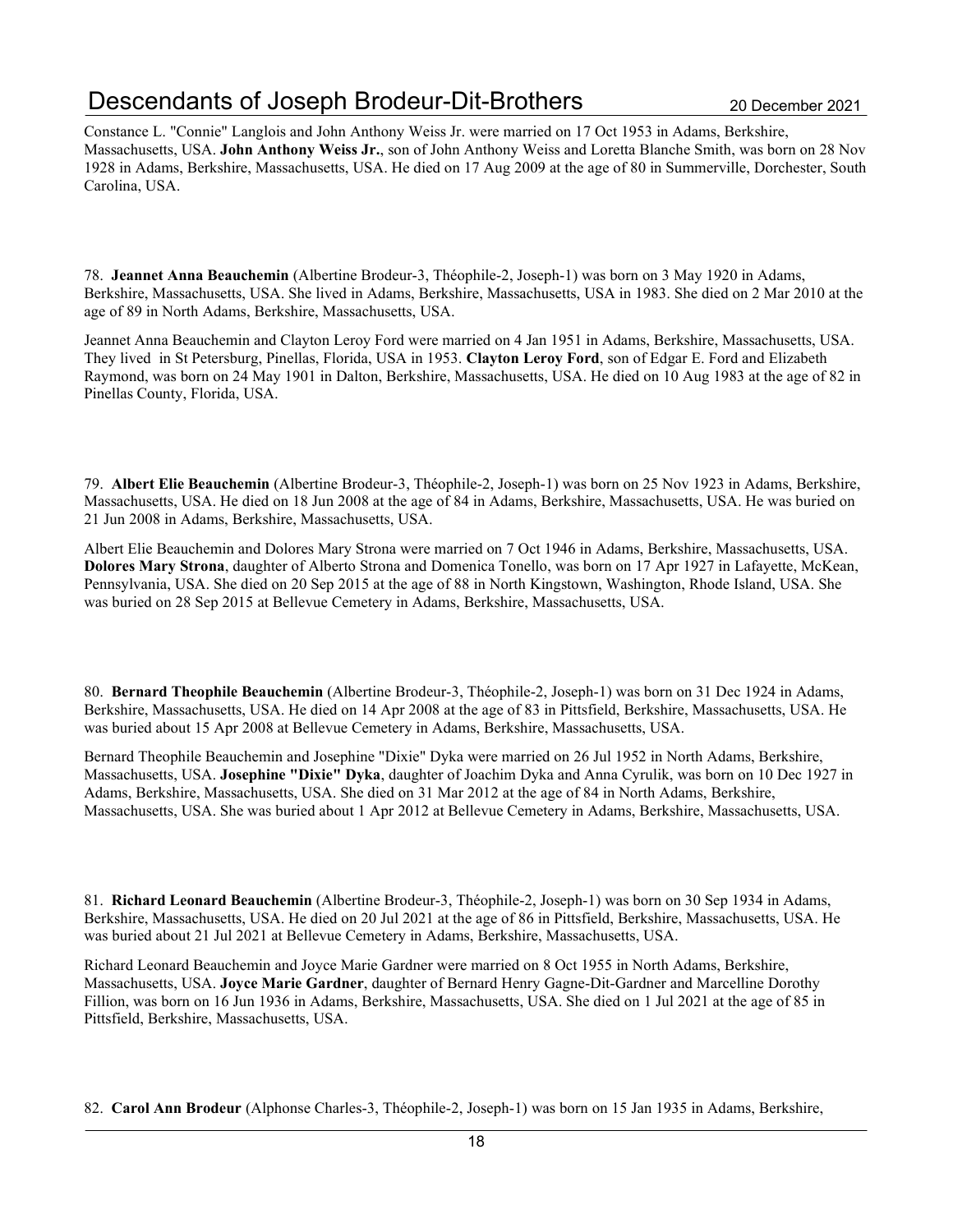Constance L. "Connie" Langlois and John Anthony Weiss Jr. were married on 17 Oct 1953 in Adams, Berkshire, Massachusetts, USA. **John Anthony Weiss Jr.**, son of John Anthony Weiss and Loretta Blanche Smith, was born on 28 Nov 1928 in Adams, Berkshire, Massachusetts, USA. He died on 17 Aug 2009 at the age of 80 in Summerville, Dorchester, South Carolina, USA.

78. **Jeannet Anna Beauchemin** (Albertine Brodeur-3, Théophile-2, Joseph-1) was born on 3 May 1920 in Adams, Berkshire, Massachusetts, USA. She lived in Adams, Berkshire, Massachusetts, USA in 1983. She died on 2 Mar 2010 at the age of 89 in North Adams, Berkshire, Massachusetts, USA.

Jeannet Anna Beauchemin and Clayton Leroy Ford were married on 4 Jan 1951 in Adams, Berkshire, Massachusetts, USA. They lived in St Petersburg, Pinellas, Florida, USA in 1953. **Clayton Leroy Ford**, son of Edgar E. Ford and Elizabeth Raymond, was born on 24 May 1901 in Dalton, Berkshire, Massachusetts, USA. He died on 10 Aug 1983 at the age of 82 in Pinellas County, Florida, USA.

79. **Albert Elie Beauchemin** (Albertine Brodeur-3, Théophile-2, Joseph-1) was born on 25 Nov 1923 in Adams, Berkshire, Massachusetts, USA. He died on 18 Jun 2008 at the age of 84 in Adams, Berkshire, Massachusetts, USA. He was buried on 21 Jun 2008 in Adams, Berkshire, Massachusetts, USA.

Albert Elie Beauchemin and Dolores Mary Strona were married on 7 Oct 1946 in Adams, Berkshire, Massachusetts, USA. **Dolores Mary Strona**, daughter of Alberto Strona and Domenica Tonello, was born on 17 Apr 1927 in Lafayette, McKean, Pennsylvania, USA. She died on 20 Sep 2015 at the age of 88 in North Kingstown, Washington, Rhode Island, USA. She was buried on 28 Sep 2015 at Bellevue Cemetery in Adams, Berkshire, Massachusetts, USA.

80. **Bernard Theophile Beauchemin** (Albertine Brodeur-3, Théophile-2, Joseph-1) was born on 31 Dec 1924 in Adams, Berkshire, Massachusetts, USA. He died on 14 Apr 2008 at the age of 83 in Pittsfield, Berkshire, Massachusetts, USA. He was buried about 15 Apr 2008 at Bellevue Cemetery in Adams, Berkshire, Massachusetts, USA.

Bernard Theophile Beauchemin and Josephine "Dixie" Dyka were married on 26 Jul 1952 in North Adams, Berkshire, Massachusetts, USA. **Josephine "Dixie" Dyka**, daughter of Joachim Dyka and Anna Cyrulik, was born on 10 Dec 1927 in Adams, Berkshire, Massachusetts, USA. She died on 31 Mar 2012 at the age of 84 in North Adams, Berkshire, Massachusetts, USA. She was buried about 1 Apr 2012 at Bellevue Cemetery in Adams, Berkshire, Massachusetts, USA.

81. **Richard Leonard Beauchemin** (Albertine Brodeur-3, Théophile-2, Joseph-1) was born on 30 Sep 1934 in Adams, Berkshire, Massachusetts, USA. He died on 20 Jul 2021 at the age of 86 in Pittsfield, Berkshire, Massachusetts, USA. He was buried about 21 Jul 2021 at Bellevue Cemetery in Adams, Berkshire, Massachusetts, USA.

Richard Leonard Beauchemin and Joyce Marie Gardner were married on 8 Oct 1955 in North Adams, Berkshire, Massachusetts, USA. **Joyce Marie Gardner**, daughter of Bernard Henry Gagne-Dit-Gardner and Marcelline Dorothy Fillion, was born on 16 Jun 1936 in Adams, Berkshire, Massachusetts, USA. She died on 1 Jul 2021 at the age of 85 in Pittsfield, Berkshire, Massachusetts, USA.

82. **Carol Ann Brodeur** (Alphonse Charles-3, Théophile-2, Joseph-1) was born on 15 Jan 1935 in Adams, Berkshire,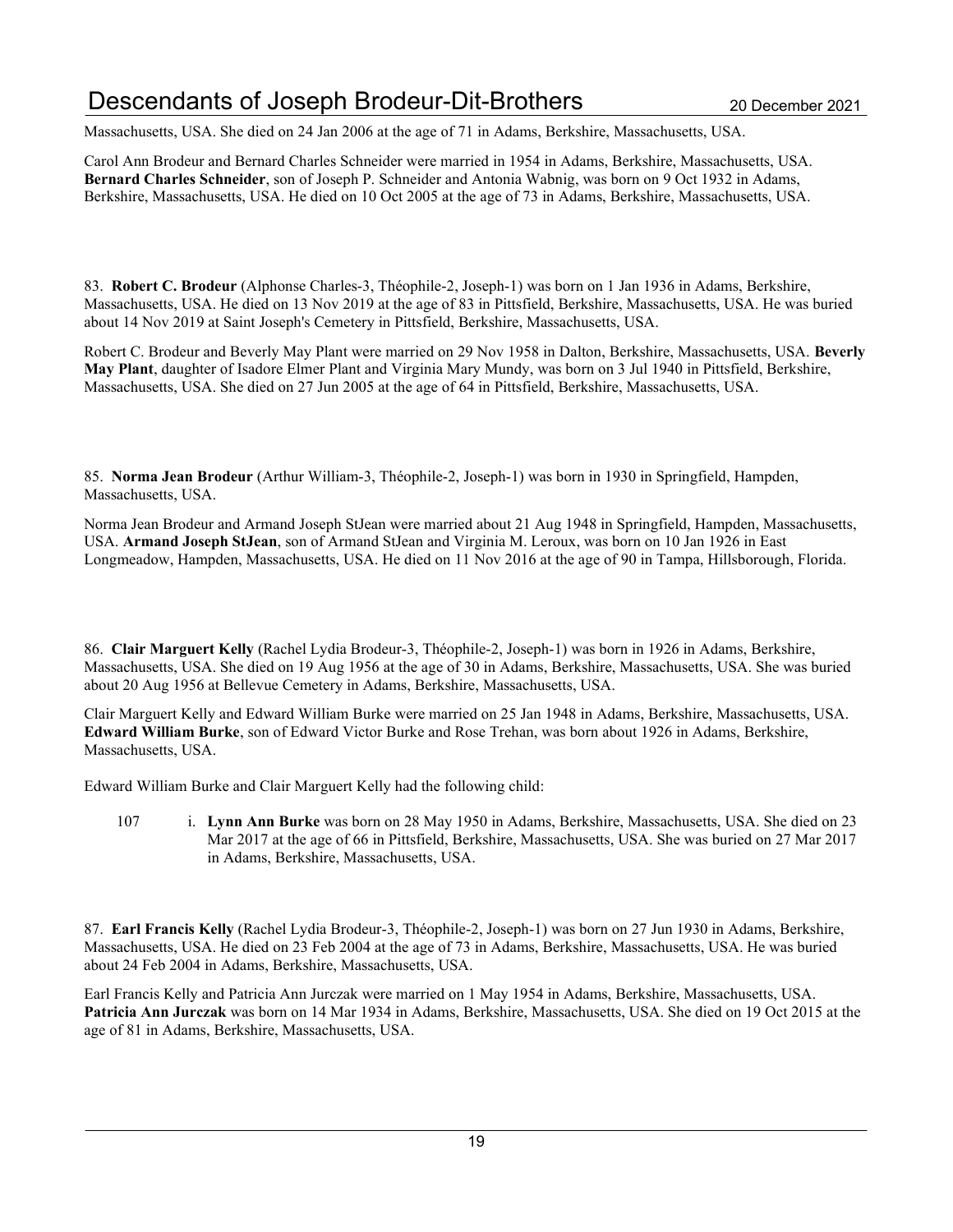Massachusetts, USA. She died on 24 Jan 2006 at the age of 71 in Adams, Berkshire, Massachusetts, USA.

Carol Ann Brodeur and Bernard Charles Schneider were married in 1954 in Adams, Berkshire, Massachusetts, USA. **Bernard Charles Schneider**, son of Joseph P. Schneider and Antonia Wabnig, was born on 9 Oct 1932 in Adams, Berkshire, Massachusetts, USA. He died on 10 Oct 2005 at the age of 73 in Adams, Berkshire, Massachusetts, USA.

83. **Robert C. Brodeur** (Alphonse Charles-3, Théophile-2, Joseph-1) was born on 1 Jan 1936 in Adams, Berkshire, Massachusetts, USA. He died on 13 Nov 2019 at the age of 83 in Pittsfield, Berkshire, Massachusetts, USA. He was buried about 14 Nov 2019 at Saint Joseph's Cemetery in Pittsfield, Berkshire, Massachusetts, USA.

Robert C. Brodeur and Beverly May Plant were married on 29 Nov 1958 in Dalton, Berkshire, Massachusetts, USA. **Beverly May Plant**, daughter of Isadore Elmer Plant and Virginia Mary Mundy, was born on 3 Jul 1940 in Pittsfield, Berkshire, Massachusetts, USA. She died on 27 Jun 2005 at the age of 64 in Pittsfield, Berkshire, Massachusetts, USA.

85. **Norma Jean Brodeur** (Arthur William-3, Théophile-2, Joseph-1) was born in 1930 in Springfield, Hampden, Massachusetts, USA.

Norma Jean Brodeur and Armand Joseph StJean were married about 21 Aug 1948 in Springfield, Hampden, Massachusetts, USA. **Armand Joseph StJean**, son of Armand StJean and Virginia M. Leroux, was born on 10 Jan 1926 in East Longmeadow, Hampden, Massachusetts, USA. He died on 11 Nov 2016 at the age of 90 in Tampa, Hillsborough, Florida.

86. **Clair Marguert Kelly** (Rachel Lydia Brodeur-3, Théophile-2, Joseph-1) was born in 1926 in Adams, Berkshire, Massachusetts, USA. She died on 19 Aug 1956 at the age of 30 in Adams, Berkshire, Massachusetts, USA. She was buried about 20 Aug 1956 at Bellevue Cemetery in Adams, Berkshire, Massachusetts, USA.

Clair Marguert Kelly and Edward William Burke were married on 25 Jan 1948 in Adams, Berkshire, Massachusetts, USA. **Edward William Burke**, son of Edward Victor Burke and Rose Trehan, was born about 1926 in Adams, Berkshire, Massachusetts, USA.

Edward William Burke and Clair Marguert Kelly had the following child:

107 i. **Lynn Ann Burke** was born on 28 May 1950 in Adams, Berkshire, Massachusetts, USA. She died on 23 Mar 2017 at the age of 66 in Pittsfield, Berkshire, Massachusetts, USA. She was buried on 27 Mar 2017 in Adams, Berkshire, Massachusetts, USA.

87. **Earl Francis Kelly** (Rachel Lydia Brodeur-3, Théophile-2, Joseph-1) was born on 27 Jun 1930 in Adams, Berkshire, Massachusetts, USA. He died on 23 Feb 2004 at the age of 73 in Adams, Berkshire, Massachusetts, USA. He was buried about 24 Feb 2004 in Adams, Berkshire, Massachusetts, USA.

Earl Francis Kelly and Patricia Ann Jurczak were married on 1 May 1954 in Adams, Berkshire, Massachusetts, USA. **Patricia Ann Jurczak** was born on 14 Mar 1934 in Adams, Berkshire, Massachusetts, USA. She died on 19 Oct 2015 at the age of 81 in Adams, Berkshire, Massachusetts, USA.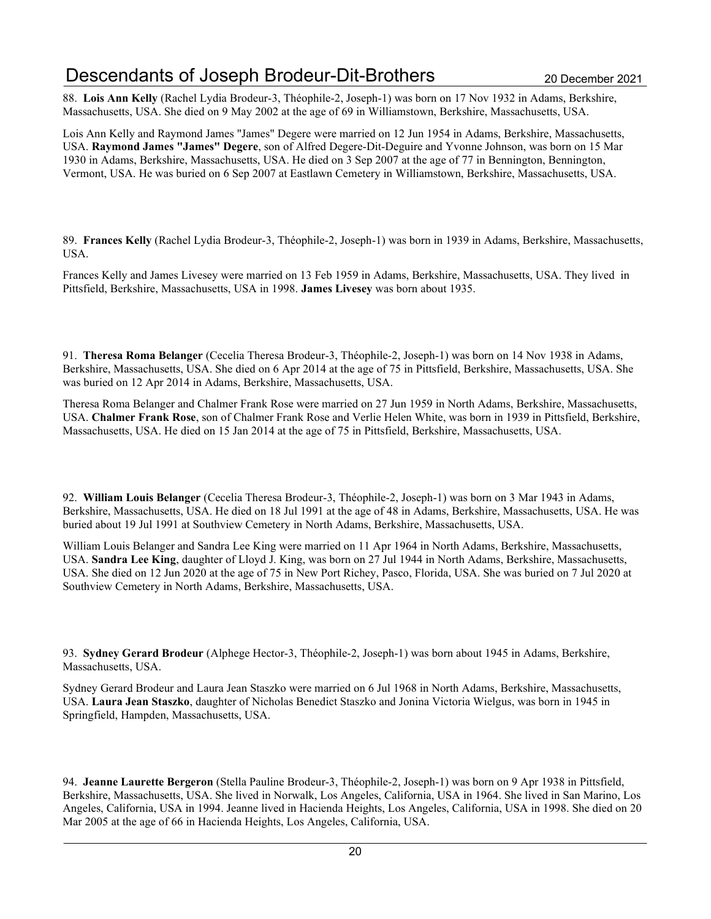88. **Lois Ann Kelly** (Rachel Lydia Brodeur-3, Théophile-2, Joseph-1) was born on 17 Nov 1932 in Adams, Berkshire, Massachusetts, USA. She died on 9 May 2002 at the age of 69 in Williamstown, Berkshire, Massachusetts, USA.

Lois Ann Kelly and Raymond James "James" Degere were married on 12 Jun 1954 in Adams, Berkshire, Massachusetts, USA. **Raymond James "James" Degere**, son of Alfred Degere-Dit-Deguire and Yvonne Johnson, was born on 15 Mar 1930 in Adams, Berkshire, Massachusetts, USA. He died on 3 Sep 2007 at the age of 77 in Bennington, Bennington, Vermont, USA. He was buried on 6 Sep 2007 at Eastlawn Cemetery in Williamstown, Berkshire, Massachusetts, USA.

89. **Frances Kelly** (Rachel Lydia Brodeur-3, Théophile-2, Joseph-1) was born in 1939 in Adams, Berkshire, Massachusetts, USA.

Frances Kelly and James Livesey were married on 13 Feb 1959 in Adams, Berkshire, Massachusetts, USA. They lived in Pittsfield, Berkshire, Massachusetts, USA in 1998. **James Livesey** was born about 1935.

91. **Theresa Roma Belanger** (Cecelia Theresa Brodeur-3, Théophile-2, Joseph-1) was born on 14 Nov 1938 in Adams, Berkshire, Massachusetts, USA. She died on 6 Apr 2014 at the age of 75 in Pittsfield, Berkshire, Massachusetts, USA. She was buried on 12 Apr 2014 in Adams, Berkshire, Massachusetts, USA.

Theresa Roma Belanger and Chalmer Frank Rose were married on 27 Jun 1959 in North Adams, Berkshire, Massachusetts, USA. **Chalmer Frank Rose**, son of Chalmer Frank Rose and Verlie Helen White, was born in 1939 in Pittsfield, Berkshire, Massachusetts, USA. He died on 15 Jan 2014 at the age of 75 in Pittsfield, Berkshire, Massachusetts, USA.

92. **William Louis Belanger** (Cecelia Theresa Brodeur-3, Théophile-2, Joseph-1) was born on 3 Mar 1943 in Adams, Berkshire, Massachusetts, USA. He died on 18 Jul 1991 at the age of 48 in Adams, Berkshire, Massachusetts, USA. He was buried about 19 Jul 1991 at Southview Cemetery in North Adams, Berkshire, Massachusetts, USA.

William Louis Belanger and Sandra Lee King were married on 11 Apr 1964 in North Adams, Berkshire, Massachusetts, USA. **Sandra Lee King**, daughter of Lloyd J. King, was born on 27 Jul 1944 in North Adams, Berkshire, Massachusetts, USA. She died on 12 Jun 2020 at the age of 75 in New Port Richey, Pasco, Florida, USA. She was buried on 7 Jul 2020 at Southview Cemetery in North Adams, Berkshire, Massachusetts, USA.

93. **Sydney Gerard Brodeur** (Alphege Hector-3, Théophile-2, Joseph-1) was born about 1945 in Adams, Berkshire, Massachusetts, USA.

Sydney Gerard Brodeur and Laura Jean Staszko were married on 6 Jul 1968 in North Adams, Berkshire, Massachusetts, USA. **Laura Jean Staszko**, daughter of Nicholas Benedict Staszko and Jonina Victoria Wielgus, was born in 1945 in Springfield, Hampden, Massachusetts, USA.

94. **Jeanne Laurette Bergeron** (Stella Pauline Brodeur-3, Théophile-2, Joseph-1) was born on 9 Apr 1938 in Pittsfield, Berkshire, Massachusetts, USA. She lived in Norwalk, Los Angeles, California, USA in 1964. She lived in San Marino, Los Angeles, California, USA in 1994. Jeanne lived in Hacienda Heights, Los Angeles, California, USA in 1998. She died on 20 Mar 2005 at the age of 66 in Hacienda Heights, Los Angeles, California, USA.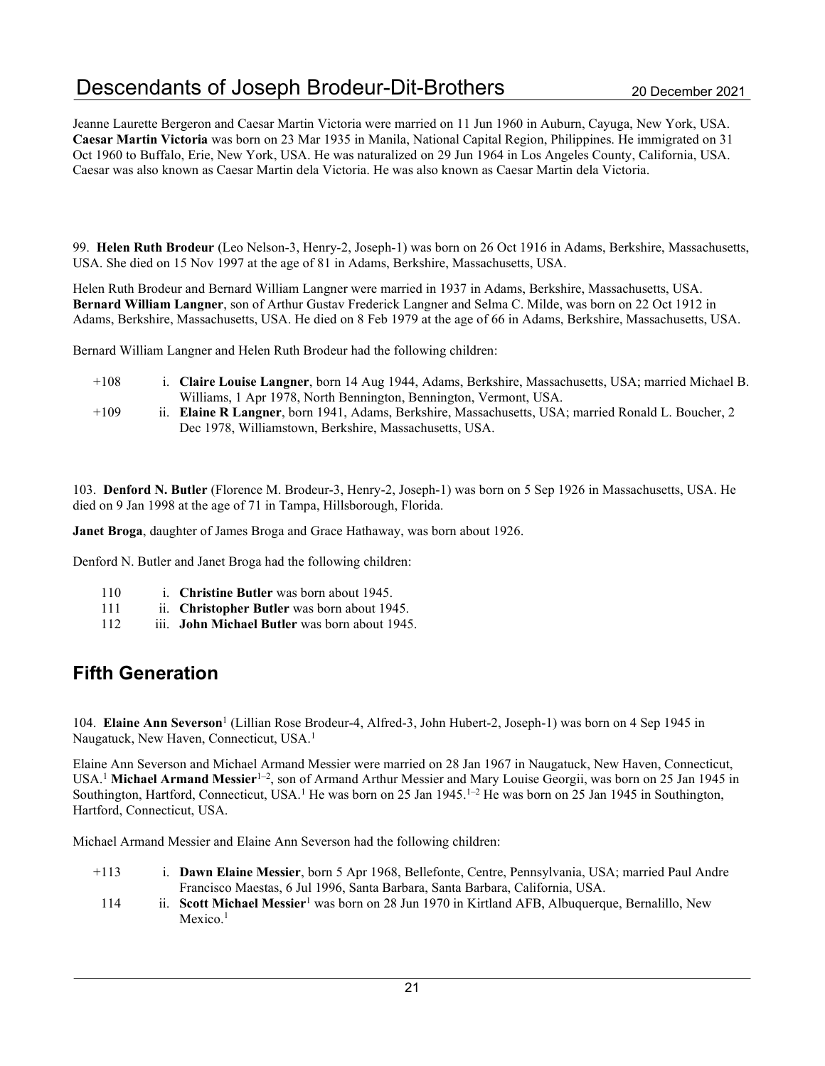Jeanne Laurette Bergeron and Caesar Martin Victoria were married on 11 Jun 1960 in Auburn, Cayuga, New York, USA. **Caesar Martin Victoria** was born on 23 Mar 1935 in Manila, National Capital Region, Philippines. He immigrated on 31 Oct 1960 to Buffalo, Erie, New York, USA. He was naturalized on 29 Jun 1964 in Los Angeles County, California, USA. Caesar was also known as Caesar Martin dela Victoria. He was also known as Caesar Martin dela Victoria.

99. **Helen Ruth Brodeur** (Leo Nelson-3, Henry-2, Joseph-1) was born on 26 Oct 1916 in Adams, Berkshire, Massachusetts, USA. She died on 15 Nov 1997 at the age of 81 in Adams, Berkshire, Massachusetts, USA.

Helen Ruth Brodeur and Bernard William Langner were married in 1937 in Adams, Berkshire, Massachusetts, USA. **Bernard William Langner**, son of Arthur Gustav Frederick Langner and Selma C. Milde, was born on 22 Oct 1912 in Adams, Berkshire, Massachusetts, USA. He died on 8 Feb 1979 at the age of 66 in Adams, Berkshire, Massachusetts, USA.

Bernard William Langner and Helen Ruth Brodeur had the following children:

+108 i. **Claire Louise Langner**, born 14 Aug 1944, Adams, Berkshire, Massachusetts, USA; married Michael B. Williams, 1 Apr 1978, North Bennington, Bennington, Vermont, USA.

+109 ii. **Elaine R Langner**, born 1941, Adams, Berkshire, Massachusetts, USA; married Ronald L. Boucher, 2 Dec 1978, Williamstown, Berkshire, Massachusetts, USA.

103. **Denford N. Butler** (Florence M. Brodeur-3, Henry-2, Joseph-1) was born on 5 Sep 1926 in Massachusetts, USA. He died on 9 Jan 1998 at the age of 71 in Tampa, Hillsborough, Florida.

**Janet Broga**, daughter of James Broga and Grace Hathaway, was born about 1926.

Denford N. Butler and Janet Broga had the following children:

110 i. **Christine Butler** was born about 1945.

111 ii. **Christopher Butler** was born about 1945.

112 iii. **John Michael Butler** was born about 1945.

## Fifth Generation

104. **Elaine Ann Severson**[1] (Lillian Rose Brodeur-4, Alfred-3, John Hubert-2, Joseph-1) was born on 4 Sep 1945 in Naugatuck, New Haven, Connecticut, USA.[1]

Elaine Ann Severson and Michael Armand Messier were married on 28 Jan 1967 in Naugatuck, New Haven, Connecticut, USA.[1] **Michael Armand Messier**[1–2], son of Armand Arthur Messier and Mary Louise Georgii, was born on 25 Jan 1945 in Southington, Hartford, Connecticut, USA.[1] He was born on 25 Jan 1945.[1–2] He was born on 25 Jan 1945 in Southington, Hartford, Connecticut, USA.

Michael Armand Messier and Elaine Ann Severson had the following children:

+113 i. **Dawn Elaine Messier**, born 5 Apr 1968, Bellefonte, Centre, Pennsylvania, USA; married Paul Andre Francisco Maestas, 6 Jul 1996, Santa Barbara, Santa Barbara, California, USA.

114 ii. **Scott Michael Messier**[1] was born on 28 Jun 1970 in Kirtland AFB, Albuquerque, Bernalillo, New Mexico.[1]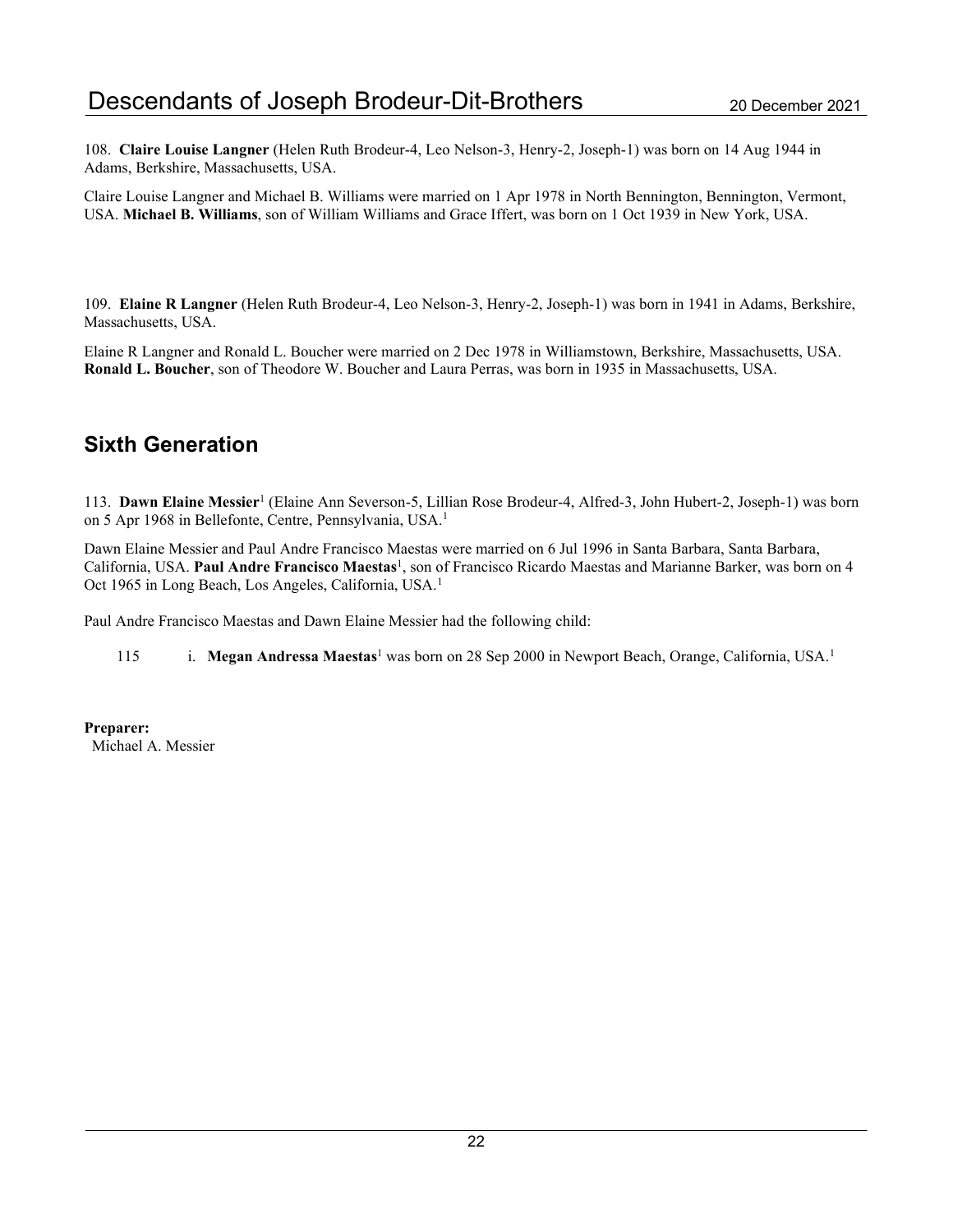108. **Claire Louise Langner** (Helen Ruth Brodeur-4, Leo Nelson-3, Henry-2, Joseph-1) was born on 14 Aug 1944 in Adams, Berkshire, Massachusetts, USA.

Claire Louise Langner and Michael B. Williams were married on 1 Apr 1978 in North Bennington, Bennington, Vermont, USA. **Michael B. Williams**, son of William Williams and Grace Iffert, was born on 1 Oct 1939 in New York, USA.

109. **Elaine R Langner** (Helen Ruth Brodeur-4, Leo Nelson-3, Henry-2, Joseph-1) was born in 1941 in Adams, Berkshire, Massachusetts, USA.

Elaine R Langner and Ronald L. Boucher were married on 2 Dec 1978 in Williamstown, Berkshire, Massachusetts, USA. **Ronald L. Boucher**, son of Theodore W. Boucher and Laura Perras, was born in 1935 in Massachusetts, USA.

## Sixth Generation

113. **Dawn Elaine Messier**[1] (Elaine Ann Severson-5, Lillian Rose Brodeur-4, Alfred-3, John Hubert-2, Joseph-1) was born on 5 Apr 1968 in Bellefonte, Centre, Pennsylvania, USA.[1]

Dawn Elaine Messier and Paul Andre Francisco Maestas were married on 6 Jul 1996 in Santa Barbara, Santa Barbara, California, USA. **Paul Andre Francisco Maestas**[1], son of Francisco Ricardo Maestas and Marianne Barker, was born on 4 Oct 1965 in Long Beach, Los Angeles, California, USA.[1]

Paul Andre Francisco Maestas and Dawn Elaine Messier had the following child:

115 i. **Megan Andressa Maestas**[1] was born on 28 Sep 2000 in Newport Beach, Orange, California, USA.[1]

**Preparer:**
Michael A. Messier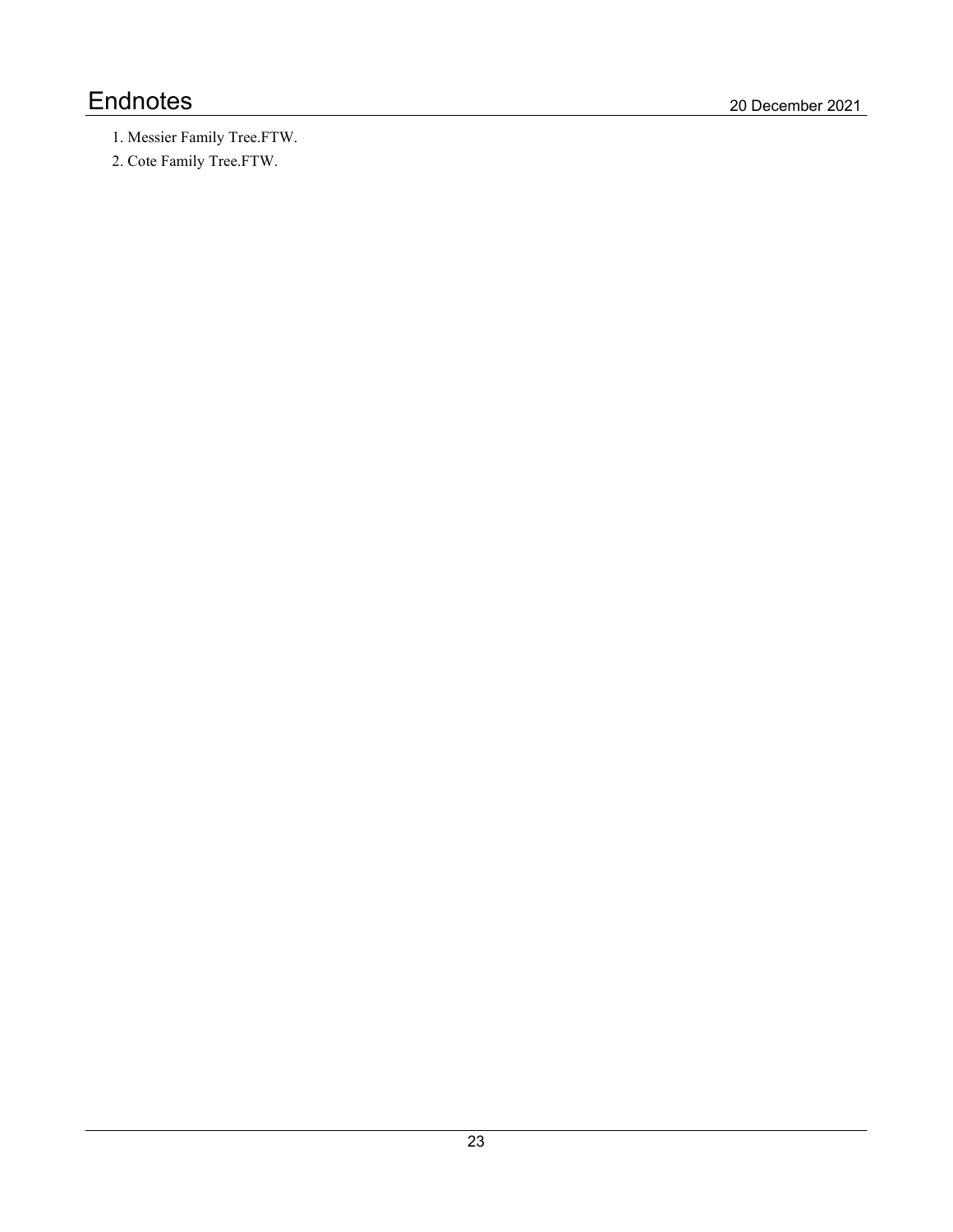# Endnotes

1. Messier Family Tree.FTW.
2. Cote Family Tree.FTW.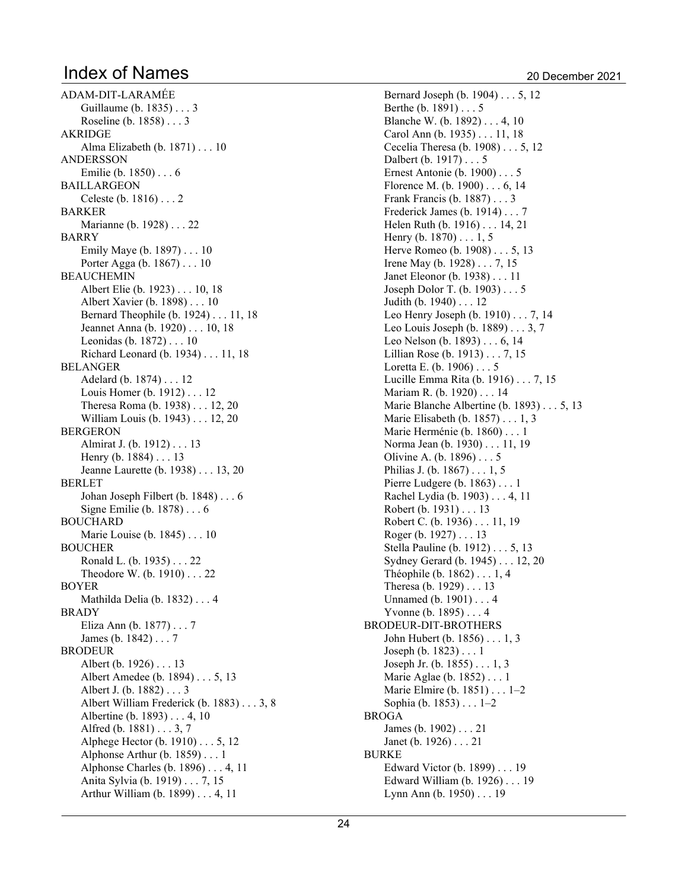# Index of Names

ADAM-DIT-LARAMÉE
- Guillaume (b. 1835) . . . 3
- Roseline (b. 1858) . . . 3

AKRIDGE
- Alma Elizabeth (b. 1871) . . . 10

ANDERSSON
- Emilie (b. 1850) . . . 6

BAILLARGEON
- Celeste (b. 1816) . . . 2

BARKER
- Marianne (b. 1928) . . . 22

BARRY
- Emily Maye (b. 1897) . . . 10
- Porter Agga (b. 1867) . . . 10

BEAUCHEMIN
- Albert Elie (b. 1923) . . . 10, 18
- Albert Xavier (b. 1898) . . . 10
- Bernard Theophile (b. 1924) . . . 11, 18
- Jeannet Anna (b. 1920) . . . 10, 18
- Leonidas (b. 1872) . . . 10
- Richard Leonard (b. 1934) . . . 11, 18

BELANGER
- Adelard (b. 1874) . . . 12
- Louis Homer (b. 1912) . . . 12
- Theresa Roma (b. 1938) . . . 12, 20
- William Louis (b. 1943) . . . 12, 20

BERGERON
- Almirat J. (b. 1912) . . . 13
- Henry (b. 1884) . . . 13
- Jeanne Laurette (b. 1938) . . . 13, 20

BERLET
- Johan Joseph Filbert (b. 1848) . . . 6
- Signe Emilie (b. 1878) . . . 6

BOUCHARD
- Marie Louise (b. 1845) . . . 10

BOUCHER
- Ronald L. (b. 1935) . . . 22
- Theodore W. (b. 1910) . . . 22

BOYER
- Mathilda Delia (b. 1832) . . . 4

BRADY
- Eliza Ann (b. 1877) . . . 7
- James (b. 1842) . . . 7

BRODEUR
- Albert (b. 1926) . . . 13
- Albert Amedee (b. 1894) . . . 5, 13
- Albert J. (b. 1882) . . . 3
- Albert William Frederick (b. 1883) . . . 3, 8
- Albertine (b. 1893) . . . 4, 10
- Alfred (b. 1881) . . . 3, 7
- Alphege Hector (b. 1910) . . . 5, 12
- Alphonse Arthur (b. 1859) . . . 1
- Alphonse Charles (b. 1896) . . . 4, 11
- Anita Sylvia (b. 1919) . . . 7, 15
- Arthur William (b. 1899) . . . 4, 11
- Bernard Joseph (b. 1904) . . . 5, 12
- Berthe (b. 1891) . . . 5
- Blanche W. (b. 1892) . . . 4, 10
- Carol Ann (b. 1935) . . . 11, 18
- Cecelia Theresa (b. 1908) . . . 5, 12
- Dalbert (b. 1917) . . . 5
- Ernest Antonie (b. 1900) . . . 5
- Florence M. (b. 1900) . . . 6, 14
- Frank Francis (b. 1887) . . . 3
- Frederick James (b. 1914) . . . 7
- Helen Ruth (b. 1916) . . . 14, 21
- Henry (b. 1870) . . . 1, 5
- Herve Romeo (b. 1908) . . . 5, 13
- Irene May (b. 1928) . . . 7, 15
- Janet Eleonor (b. 1938) . . . 11
- Joseph Dolor T. (b. 1903) . . . 5
- Judith (b. 1940) . . . 12
- Leo Henry Joseph (b. 1910) . . . 7, 14
- Leo Louis Joseph (b. 1889) . . . 3, 7
- Leo Nelson (b. 1893) . . . 6, 14
- Lillian Rose (b. 1913) . . . 7, 15
- Loretta E. (b. 1906) . . . 5
- Lucille Emma Rita (b. 1916) . . . 7, 15
- Mariam R. (b. 1920) . . . 14
- Marie Blanche Albertine (b. 1893) . . . 5, 13
- Marie Elisabeth (b. 1857) . . . 1, 3
- Marie Herménie (b. 1860) . . . 1
- Norma Jean (b. 1930) . . . 11, 19
- Olivine A. (b. 1896) . . . 5
- Philias J. (b. 1867) . . . 1, 5
- Pierre Ludgere (b. 1863) . . . 1
- Rachel Lydia (b. 1903) . . . 4, 11
- Robert (b. 1931) . . . 13
- Robert C. (b. 1936) . . . 11, 19
- Roger (b. 1927) . . . 13
- Stella Pauline (b. 1912) . . . 5, 13
- Sydney Gerard (b. 1945) . . . 12, 20
- Théophile (b. 1862) . . . 1, 4
- Theresa (b. 1929) . . . 13
- Unnamed (b. 1901) . . . 4
- Yvonne (b. 1895) . . . 4

BRODEUR-DIT-BROTHERS
- John Hubert (b. 1856) . . . 1, 3
- Joseph (b. 1823) . . . 1
- Joseph Jr. (b. 1855) . . . 1, 3
- Marie Aglae (b. 1852) . . . 1
- Marie Elmire (b. 1851) . . . 1–2
- Sophia (b. 1853) . . . 1–2

BROGA
- James (b. 1902) . . . 21
- Janet (b. 1926) . . . 21

BURKE
- Edward Victor (b. 1899) . . . 19
- Edward William (b. 1926) . . . 19
- Lynn Ann (b. 1950) . . . 19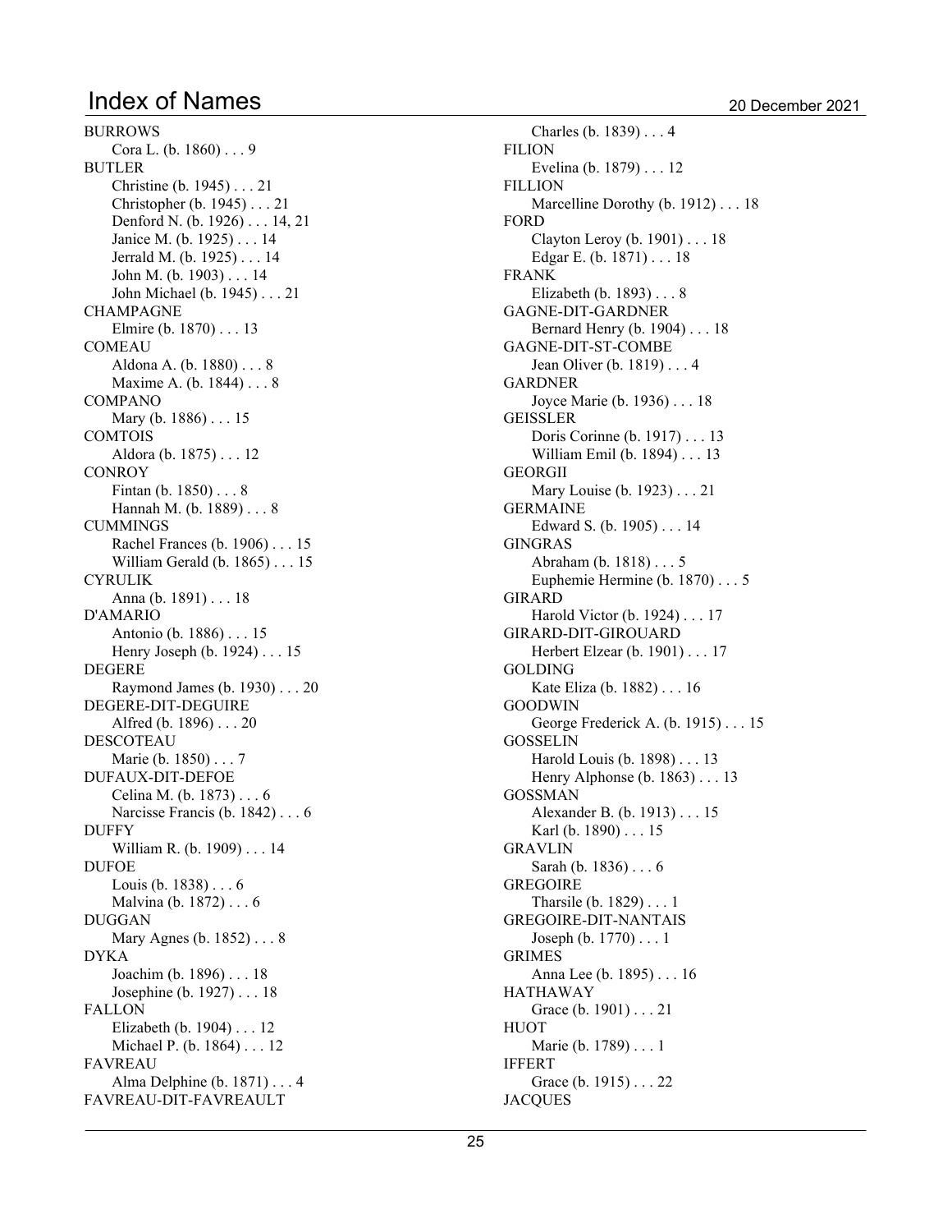# Index of Names

BURROWS
- Cora L. (b. 1860) . . . 9

BUTLER
- Christine (b. 1945) . . . 21
- Christopher (b. 1945) . . . 21
- Denford N. (b. 1926) . . . 14, 21
- Janice M. (b. 1925) . . . 14
- Jerrald M. (b. 1925) . . . 14
- John M. (b. 1903) . . . 14
- John Michael (b. 1945) . . . 21

CHAMPAGNE
- Elmire (b. 1870) . . . 13

COMEAU
- Aldona A. (b. 1880) . . . 8
- Maxime A. (b. 1844) . . . 8

COMPANO
- Mary (b. 1886) . . . 15

COMTOIS
- Aldora (b. 1875) . . . 12

CONROY
- Fintan (b. 1850) . . . 8
- Hannah M. (b. 1889) . . . 8

CUMMINGS
- Rachel Frances (b. 1906) . . . 15
- William Gerald (b. 1865) . . . 15

CYRULIK
- Anna (b. 1891) . . . 18

D'AMARIO
- Antonio (b. 1886) . . . 15
- Henry Joseph (b. 1924) . . . 15

DEGERE
- Raymond James (b. 1930) . . . 20

DEGERE-DIT-DEGUIRE
- Alfred (b. 1896) . . . 20

DESCOTEAU
- Marie (b. 1850) . . . 7

DUFAUX-DIT-DEFOE
- Celina M. (b. 1873) . . . 6
- Narcisse Francis (b. 1842) . . . 6

DUFFY
- William R. (b. 1909) . . . 14

DUFOE
- Louis (b. 1838) . . . 6
- Malvina (b. 1872) . . . 6

DUGGAN
- Mary Agnes (b. 1852) . . . 8

DYKA
- Joachim (b. 1896) . . . 18
- Josephine (b. 1927) . . . 18

FALLON
- Elizabeth (b. 1904) . . . 12
- Michael P. (b. 1864) . . . 12

FAVREAU
- Alma Delphine (b. 1871) . . . 4

FAVREAU-DIT-FAVREAULT
- Charles (b. 1839) . . . 4

FILION
- Evelina (b. 1879) . . . 12

FILLION
- Marcelline Dorothy (b. 1912) . . . 18

FORD
- Clayton Leroy (b. 1901) . . . 18
- Edgar E. (b. 1871) . . . 18

FRANK
- Elizabeth (b. 1893) . . . 8

GAGNE-DIT-GARDNER
- Bernard Henry (b. 1904) . . . 18

GAGNE-DIT-ST-COMBE
- Jean Oliver (b. 1819) . . . 4

GARDNER
- Joyce Marie (b. 1936) . . . 18

GEISSLER
- Doris Corinne (b. 1917) . . . 13
- William Emil (b. 1894) . . . 13

GEORGII
- Mary Louise (b. 1923) . . . 21

GERMAINE
- Edward S. (b. 1905) . . . 14

GINGRAS
- Abraham (b. 1818) . . . 5
- Euphemie Hermine (b. 1870) . . . 5

GIRARD
- Harold Victor (b. 1924) . . . 17

GIRARD-DIT-GIROUARD
- Herbert Elzear (b. 1901) . . . 17

GOLDING
- Kate Eliza (b. 1882) . . . 16

GOODWIN
- George Frederick A. (b. 1915) . . . 15

GOSSELIN
- Harold Louis (b. 1898) . . . 13
- Henry Alphonse (b. 1863) . . . 13

GOSSMAN
- Alexander B. (b. 1913) . . . 15
- Karl (b. 1890) . . . 15

GRAVLIN
- Sarah (b. 1836) . . . 6

GREGOIRE
- Tharsile (b. 1829) . . . 1

GREGOIRE-DIT-NANTAIS
- Joseph (b. 1770) . . . 1

GRIMES
- Anna Lee (b. 1895) . . . 16

HATHAWAY
- Grace (b. 1901) . . . 21

HUOT
- Marie (b. 1789) . . . 1

IFFERT
- Grace (b. 1915) . . . 22

JACQUES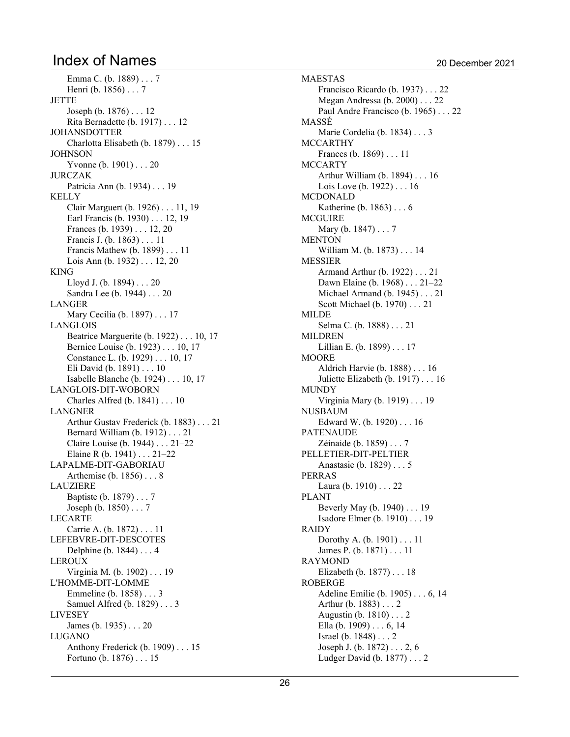Emma C. (b. 1889) . . . 7
Henri (b. 1856) . . . 7

JETTE
Joseph (b. 1876) . . . 12
Rita Bernadette (b. 1917) . . . 12

JOHANSDOTTER
Charlotta Elisabeth (b. 1879) . . . 15

JOHNSON
Yvonne (b. 1901) . . . 20

JURCZAK
Patricia Ann (b. 1934) . . . 19

KELLY
Clair Marguert (b. 1926) . . . 11, 19
Earl Francis (b. 1930) . . . 12, 19
Frances (b. 1939) . . . 12, 20
Francis J. (b. 1863) . . . 11
Francis Mathew (b. 1899) . . . 11
Lois Ann (b. 1932) . . . 12, 20

KING
Lloyd J. (b. 1894) . . . 20
Sandra Lee (b. 1944) . . . 20

LANGER
Mary Cecilia (b. 1897) . . . 17

LANGLOIS
Beatrice Marguerite (b. 1922) . . . 10, 17
Bernice Louise (b. 1923) . . . 10, 17
Constance L. (b. 1929) . . . 10, 17
Eli David (b. 1891) . . . 10
Isabelle Blanche (b. 1924) . . . 10, 17

LANGLOIS-DIT-WOBORN
Charles Alfred (b. 1841) . . . 10

LANGNER
Arthur Gustav Frederick (b. 1883) . . . 21
Bernard William (b. 1912) . . . 21
Claire Louise (b. 1944) . . . 21–22
Elaine R (b. 1941) . . . 21–22

LAPALME-DIT-GABORIAU
Arthemise (b. 1856) . . . 8

LAUZIERE
Baptiste (b. 1879) . . . 7
Joseph (b. 1850) . . . 7

LECARTE
Carrie A. (b. 1872) . . . 11

LEFEBVRE-DIT-DESCOTES
Delphine (b. 1844) . . . 4

LEROUX
Virginia M. (b. 1902) . . . 19

L'HOMME-DIT-LOMME
Emmeline (b. 1858) . . . 3
Samuel Alfred (b. 1829) . . . 3

LIVESEY
James (b. 1935) . . . 20

LUGANO
Anthony Frederick (b. 1909) . . . 15
Fortuno (b. 1876) . . . 15

MAESTAS
Francisco Ricardo (b. 1937) . . . 22
Megan Andressa (b. 2000) . . . 22
Paul Andre Francisco (b. 1965) . . . 22

MASSÉ
Marie Cordelia (b. 1834) . . . 3

MCCARTHY
Frances (b. 1869) . . . 11

MCCARTY
Arthur William (b. 1894) . . . 16
Lois Love (b. 1922) . . . 16

MCDONALD
Katherine (b. 1863) . . . 6

MCGUIRE
Mary (b. 1847) . . . 7

MENTON
William M. (b. 1873) . . . 14

MESSIER
Armand Arthur (b. 1922) . . . 21
Dawn Elaine (b. 1968) . . . 21–22
Michael Armand (b. 1945) . . . 21
Scott Michael (b. 1970) . . . 21

MILDE
Selma C. (b. 1888) . . . 21

MILDREN
Lillian E. (b. 1899) . . . 17

MOORE
Aldrich Harvie (b. 1888) . . . 16
Juliette Elizabeth (b. 1917) . . . 16

MUNDY
Virginia Mary (b. 1919) . . . 19

NUSBAUM
Edward W. (b. 1920) . . . 16

PATENAUDE
Zéinaide (b. 1859) . . . 7

PELLETIER-DIT-PELTIER
Anastasie (b. 1829) . . . 5

PERRAS
Laura (b. 1910) . . . 22

PLANT
Beverly May (b. 1940) . . . 19
Isadore Elmer (b. 1910) . . . 19

RAIDY
Dorothy A. (b. 1901) . . . 11
James P. (b. 1871) . . . 11

RAYMOND
Elizabeth (b. 1877) . . . 18

ROBERGE
Adeline Emilie (b. 1905) . . . 6, 14
Arthur (b. 1883) . . . 2
Augustin (b. 1810) . . . 2
Ella (b. 1909) . . . 6, 14
Israel (b. 1848) . . . 2
Joseph J. (b. 1872) . . . 2, 6
Ludger David (b. 1877) . . . 2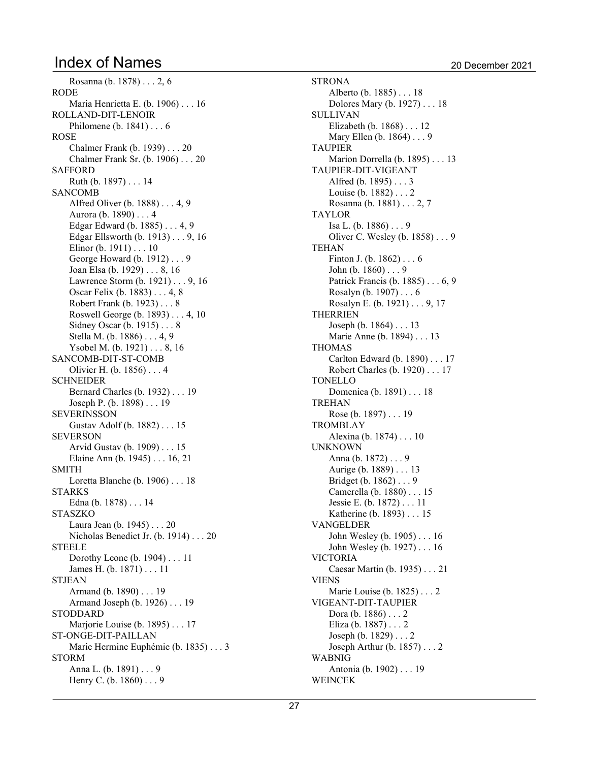Rosanna (b. 1878) . . . 2, 6

RODE

Maria Henrietta E. (b. 1906) . . . 16

ROLLAND-DIT-LENOIR

Philomene (b. 1841) . . . 6

ROSE

Chalmer Frank (b. 1939) . . . 20

Chalmer Frank Sr. (b. 1906) . . . 20

SAFFORD

Ruth (b. 1897) . . . 14

SANCOMB

Alfred Oliver (b. 1888) . . . 4, 9

Aurora (b. 1890) . . . 4

Edgar Edward (b. 1885) . . . 4, 9

Edgar Ellsworth (b. 1913) . . . 9, 16

Elinor (b. 1911) . . . 10

George Howard (b. 1912) . . . 9

Joan Elsa (b. 1929) . . . 8, 16

Lawrence Storm (b. 1921) . . . 9, 16

Oscar Felix (b. 1883) . . . 4, 8

Robert Frank (b. 1923) . . . 8

Roswell George (b. 1893) . . . 4, 10

Sidney Oscar (b. 1915) . . . 8

Stella M. (b. 1886) . . . 4, 9

Ysobel M. (b. 1921) . . . 8, 16

SANCOMB-DIT-ST-COMB

Olivier H. (b. 1856) . . . 4

SCHNEIDER

Bernard Charles (b. 1932) . . . 19

Joseph P. (b. 1898) . . . 19

SEVERINSSON

Gustav Adolf (b. 1882) . . . 15

SEVERSON

Arvid Gustav (b. 1909) . . . 15

Elaine Ann (b. 1945) . . . 16, 21

SMITH

Loretta Blanche (b. 1906) . . . 18

STARKS

Edna (b. 1878) . . . 14

STASZKO

Laura Jean (b. 1945) . . . 20

Nicholas Benedict Jr. (b. 1914) . . . 20

STEELE

Dorothy Leone (b. 1904) . . . 11

James H. (b. 1871) . . . 11

STJEAN

Armand (b. 1890) . . . 19

Armand Joseph (b. 1926) . . . 19

STODDARD

Marjorie Louise (b. 1895) . . . 17

ST-ONGE-DIT-PAILLAN

Marie Hermine Euphémie (b. 1835) . . . 3

STORM

Anna L. (b. 1891) . . . 9

Henry C. (b. 1860) . . . 9

STRONA

Alberto (b. 1885) . . . 18

Dolores Mary (b. 1927) . . . 18

SULLIVAN

Elizabeth (b. 1868) . . . 12

Mary Ellen (b. 1864) . . . 9

TAUPIER

Marion Dorrella (b. 1895) . . . 13

TAUPIER-DIT-VIGEANT

Alfred (b. 1895) . . . 3

Louise (b. 1882) . . . 2

Rosanna (b. 1881) . . . 2, 7

TAYLOR

Isa L. (b. 1886) . . . 9

Oliver C. Wesley (b. 1858) . . . 9

TEHAN

Finton J. (b. 1862) . . . 6

John (b. 1860) . . . 9

Patrick Francis (b. 1885) . . . 6, 9

Rosalyn (b. 1907) . . . 6

Rosalyn E. (b. 1921) . . . 9, 17

THERRIEN

Joseph (b. 1864) . . . 13

Marie Anne (b. 1894) . . . 13

THOMAS

Carlton Edward (b. 1890) . . . 17

Robert Charles (b. 1920) . . . 17

TONELLO

Domenica (b. 1891) . . . 18

TREHAN

Rose (b. 1897) . . . 19

TROMBLAY

Alexina (b. 1874) . . . 10

UNKNOWN

Anna (b. 1872) . . . 9

Aurige (b. 1889) . . . 13

Bridget (b. 1862) . . . 9

Camerella (b. 1880) . . . 15

Jessie E. (b. 1872) . . . 11

Katherine (b. 1893) . . . 15

VANGELDER

John Wesley (b. 1905) . . . 16

John Wesley (b. 1927) . . . 16

VICTORIA

Caesar Martin (b. 1935) . . . 21

VIENS

Marie Louise (b. 1825) . . . 2

VIGEANT-DIT-TAUPIER

Dora (b. 1886) . . . 2

Eliza (b. 1887) . . . 2

Joseph (b. 1829) . . . 2

Joseph Arthur (b. 1857) . . . 2

WABNIG

Antonia (b. 1902) . . . 19

WEINCEK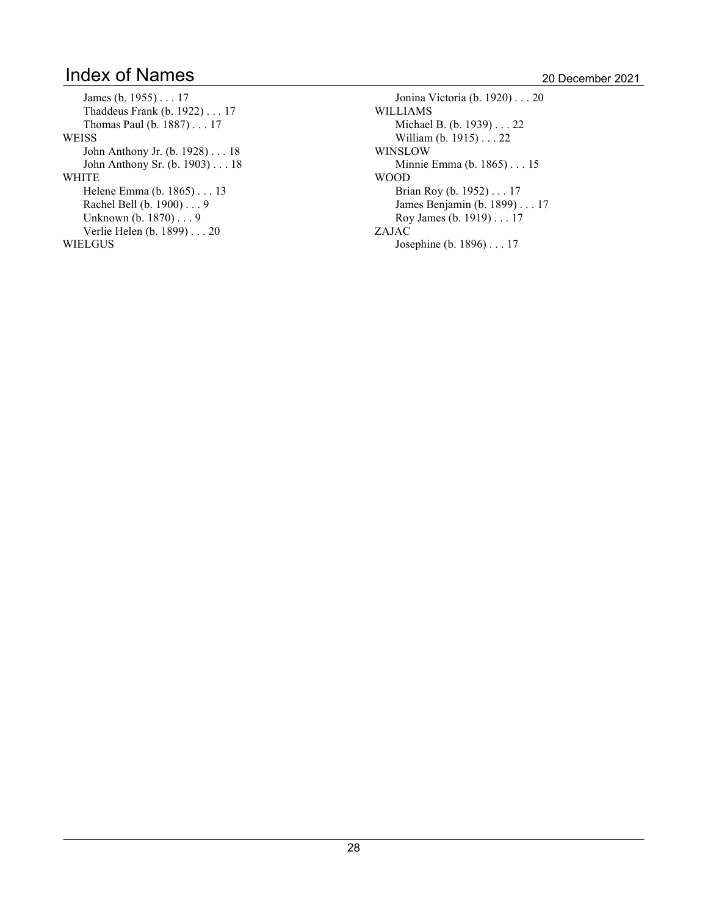# Index of Names

James (b. 1955) . . . 17
Thaddeus Frank (b. 1922) . . . 17
Thomas Paul (b. 1887) . . . 17

WEISS
John Anthony Jr. (b. 1928) . . . 18
John Anthony Sr. (b. 1903) . . . 18

WHITE
Helene Emma (b. 1865) . . . 13
Rachel Bell (b. 1900) . . . 9
Unknown (b. 1870) . . . 9
Verlie Helen (b. 1899) . . . 20

WIELGUS
Jonina Victoria (b. 1920) . . . 20

WILLIAMS
Michael B. (b. 1939) . . . 22
William (b. 1915) . . . 22

WINSLOW
Minnie Emma (b. 1865) . . . 15

WOOD
Brian Roy (b. 1952) . . . 17
James Benjamin (b. 1899) . . . 17
Roy James (b. 1919) . . . 17

ZAJAC
Josephine (b. 1896) . . . 17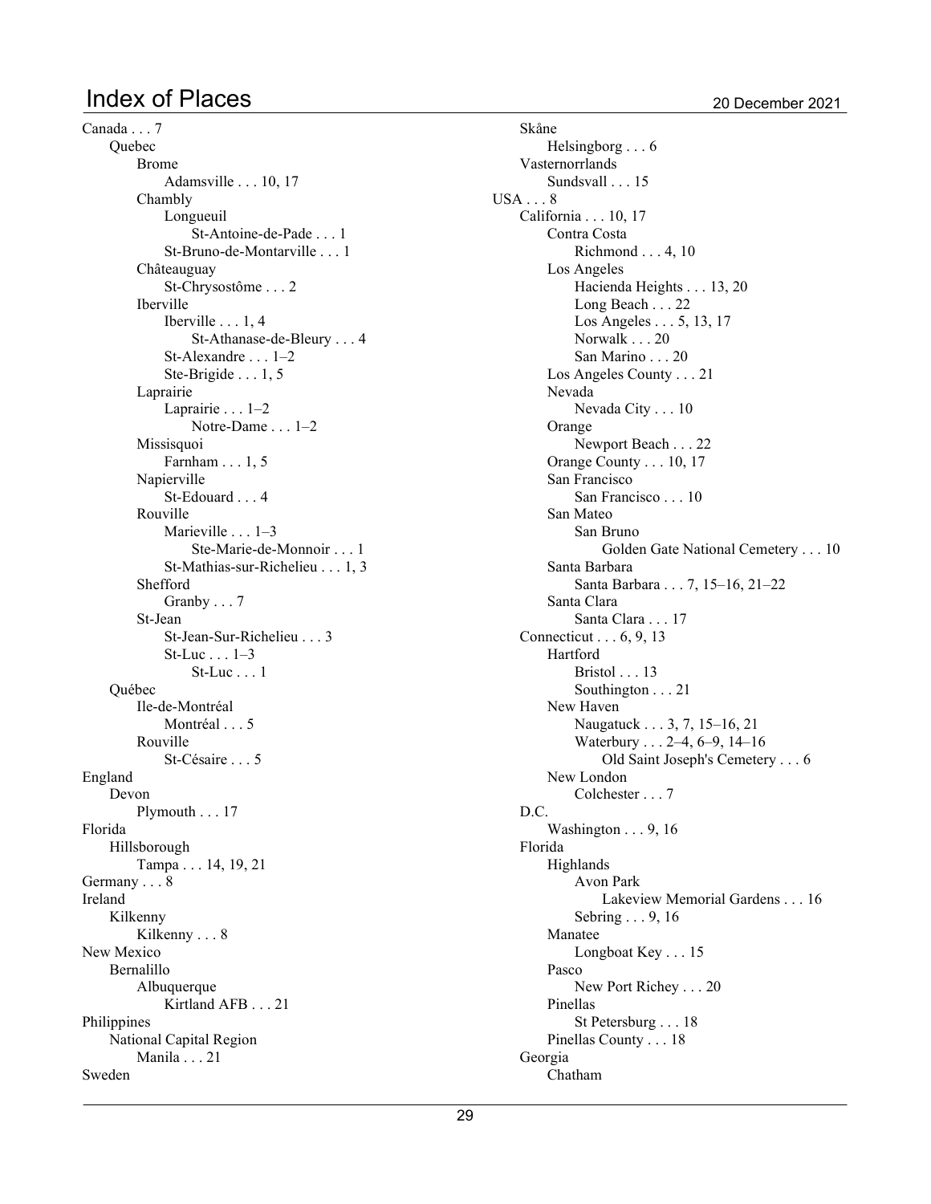# Index of Places

20 December 2021

- Canada . . . 7
  - Quebec
    - Brome
      - Adamsville . . . 10, 17
    - Chambly
      - Longueuil
        - St-Antoine-de-Pade . . . 1
      - St-Bruno-de-Montarville . . . 1
    - Châteauguay
      - St-Chrysostôme . . . 2
    - Iberville
      - Iberville . . . 1, 4
        - St-Athanase-de-Bleury . . . 4
      - St-Alexandre . . . 1–2
      - Ste-Brigide . . . 1, 5
    - Laprairie
      - Laprairie . . . 1–2
        - Notre-Dame . . . 1–2
    - Missisquoi
      - Farnham . . . 1, 5
    - Napierville
      - St-Edouard . . . 4
    - Rouville
      - Marieville . . . 1–3
        - Ste-Marie-de-Monnoir . . . 1
      - St-Mathias-sur-Richelieu . . . 1, 3
    - Shefford
      - Granby . . . 7
    - St-Jean
      - St-Jean-Sur-Richelieu . . . 3
      - St-Luc . . . 1–3
        - St-Luc . . . 1
  - Québec
    - Ile-de-Montréal
      - Montréal . . . 5
    - Rouville
      - St-Césaire . . . 5
- England
  - Devon
    - Plymouth . . . 17
- Florida
  - Hillsborough
    - Tampa . . . 14, 19, 21
- Germany . . . 8
- Ireland
  - Kilkenny
    - Kilkenny . . . 8
- New Mexico
  - Bernalillo
    - Albuquerque
      - Kirtland AFB . . . 21
- Philippines
  - National Capital Region
    - Manila . . . 21
- Sweden
  - Skåne
    - Helsingborg . . . 6
  - Vasternorrlands
    - Sundsvall . . . 15
- USA . . . 8
  - California . . . 10, 17
    - Contra Costa
      - Richmond . . . 4, 10
    - Los Angeles
      - Hacienda Heights . . . 13, 20
      - Long Beach . . . 22
      - Los Angeles . . . 5, 13, 17
      - Norwalk . . . 20
      - San Marino . . . 20
    - Los Angeles County . . . 21
    - Nevada
      - Nevada City . . . 10
    - Orange
      - Newport Beach . . . 22
    - Orange County . . . 10, 17
    - San Francisco
      - San Francisco . . . 10
    - San Mateo
      - San Bruno
        - Golden Gate National Cemetery . . . 10
    - Santa Barbara
      - Santa Barbara . . . 7, 15–16, 21–22
    - Santa Clara
      - Santa Clara . . . 17
  - Connecticut . . . 6, 9, 13
    - Hartford
      - Bristol . . . 13
      - Southington . . . 21
    - New Haven
      - Naugatuck . . . 3, 7, 15–16, 21
      - Waterbury . . . 2–4, 6–9, 14–16
        - Old Saint Joseph's Cemetery . . . 6
    - New London
      - Colchester . . . 7
  - D.C.
    - Washington . . . 9, 16
  - Florida
    - Highlands
      - Avon Park
        - Lakeview Memorial Gardens . . . 16
      - Sebring . . . 9, 16
    - Manatee
      - Longboat Key . . . 15
    - Pasco
      - New Port Richey . . . 20
    - Pinellas
      - St Petersburg . . . 18
    - Pinellas County . . . 18
  - Georgia
    - Chatham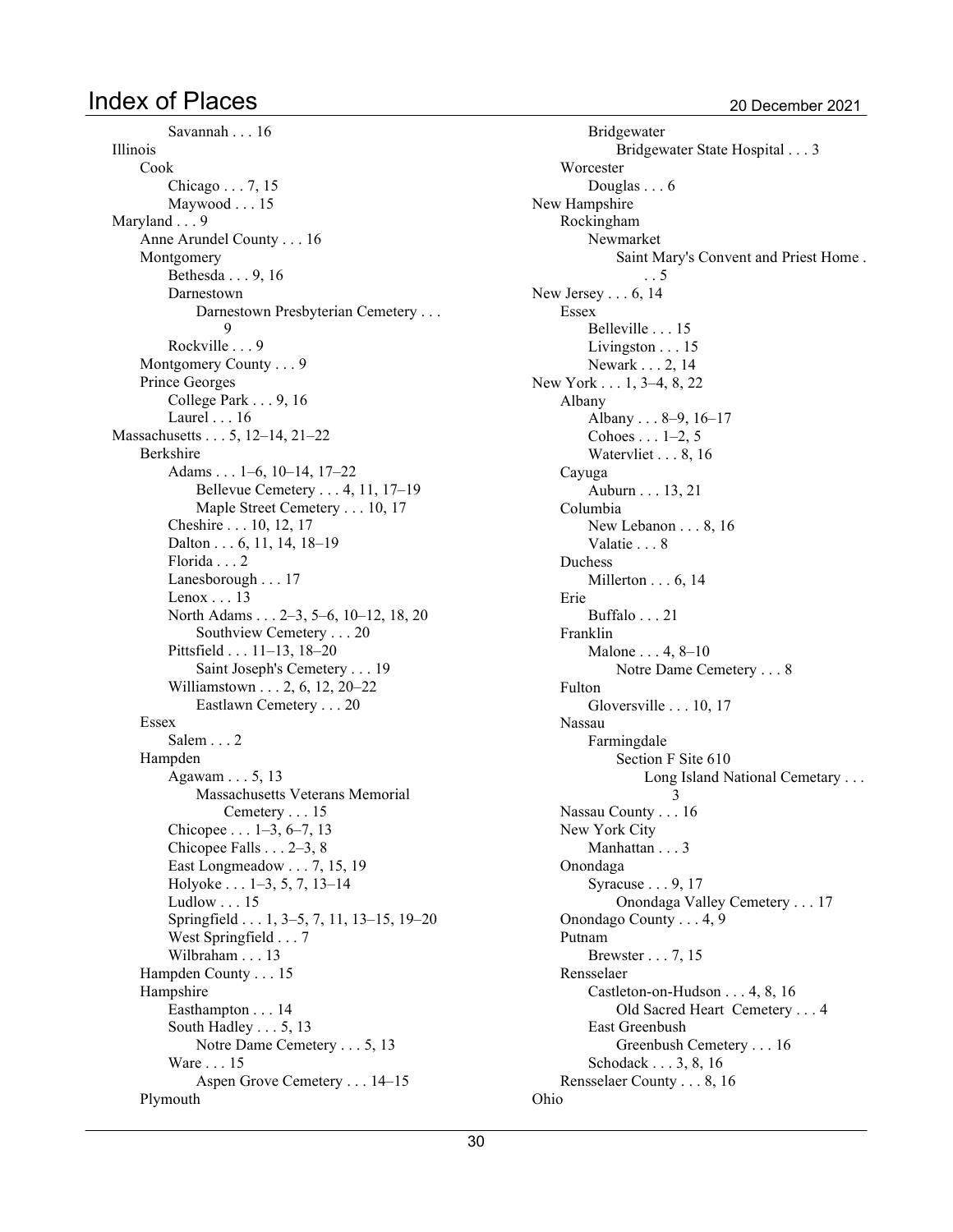# Index of Places

20 December 2021

- Savannah . . . 16
- Illinois
  - Cook
    - Chicago . . . 7, 15
    - Maywood . . . 15
- Maryland . . . 9
  - Anne Arundel County . . . 16
  - Montgomery
    - Bethesda . . . 9, 16
    - Darnestown
      - Darnestown Presbyterian Cemetery . . . 9
    - Rockville . . . 9
  - Montgomery County . . . 9
  - Prince Georges
    - College Park . . . 9, 16
    - Laurel . . . 16
- Massachusetts . . . 5, 12–14, 21–22
  - Berkshire
    - Adams . . . 1–6, 10–14, 17–22
      - Bellevue Cemetery . . . 4, 11, 17–19
      - Maple Street Cemetery . . . 10, 17
    - Cheshire . . . 10, 12, 17
    - Dalton . . . 6, 11, 14, 18–19
    - Florida . . . 2
    - Lanesborough . . . 17
    - Lenox . . . 13
    - North Adams . . . 2–3, 5–6, 10–12, 18, 20
      - Southview Cemetery . . . 20
    - Pittsfield . . . 11–13, 18–20
      - Saint Joseph's Cemetery . . . 19
    - Williamstown . . . 2, 6, 12, 20–22
      - Eastlawn Cemetery . . . 20
  - Essex
    - Salem . . . 2
  - Hampden
    - Agawam . . . 5, 13
      - Massachusetts Veterans Memorial Cemetery . . . 15
    - Chicopee . . . 1–3, 6–7, 13
    - Chicopee Falls . . . 2–3, 8
    - East Longmeadow . . . 7, 15, 19
    - Holyoke . . . 1–3, 5, 7, 13–14
    - Ludlow . . . 15
    - Springfield . . . 1, 3–5, 7, 11, 13–15, 19–20
    - West Springfield . . . 7
    - Wilbraham . . . 13
  - Hampden County . . . 15
  - Hampshire
    - Easthampton . . . 14
    - South Hadley . . . 5, 13
      - Notre Dame Cemetery . . . 5, 13
    - Ware . . . 15
      - Aspen Grove Cemetery . . . 14–15
  - Plymouth
    - Bridgewater
      - Bridgewater State Hospital . . . 3
  - Worcester
    - Douglas . . . 6
- New Hampshire
  - Rockingham
    - Newmarket
      - Saint Mary's Convent and Priest Home . . . 5
- New Jersey . . . 6, 14
  - Essex
    - Belleville . . . 15
    - Livingston . . . 15
    - Newark . . . 2, 14
- New York . . . 1, 3–4, 8, 22
  - Albany
    - Albany . . . 8–9, 16–17
    - Cohoes . . . 1–2, 5
    - Watervliet . . . 8, 16
  - Cayuga
    - Auburn . . . 13, 21
  - Columbia
    - New Lebanon . . . 8, 16
    - Valatie . . . 8
  - Duchess
    - Millerton . . . 6, 14
  - Erie
    - Buffalo . . . 21
  - Franklin
    - Malone . . . 4, 8–10
      - Notre Dame Cemetery . . . 8
  - Fulton
    - Gloversville . . . 10, 17
  - Nassau
    - Farmingdale
      - Section F Site 610
        - Long Island National Cemetary . . . 3
  - Nassau County . . . 16
  - New York City
    - Manhattan . . . 3
  - Onondaga
    - Syracuse . . . 9, 17
      - Onondaga Valley Cemetery . . . 17
  - Onondago County . . . 4, 9
  - Putnam
    - Brewster . . . 7, 15
  - Rensselaer
    - Castleton-on-Hudson . . . 4, 8, 16
      - Old Sacred Heart Cemetery . . . 4
    - East Greenbush
      - Greenbush Cemetery . . . 16
    - Schodack . . . 3, 8, 16
  - Rensselaer County . . . 8, 16
- Ohio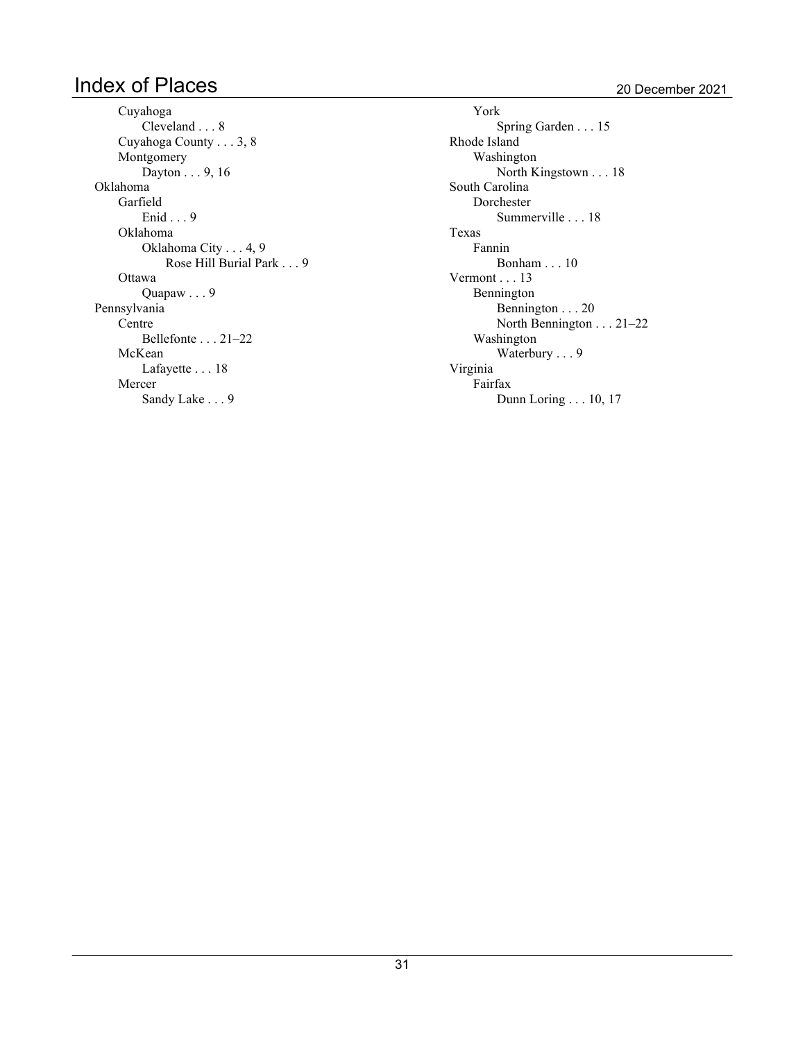# Index of Places

- Cuyahoga
  - Cleveland . . . 8
- Cuyahoga County . . . 3, 8
- Montgomery
  - Dayton . . . 9, 16

Oklahoma
- Garfield
  - Enid . . . 9
- Oklahoma
  - Oklahoma City . . . 4, 9
    - Rose Hill Burial Park . . . 9
- Ottawa
  - Quapaw . . . 9

Pennsylvania
- Centre
  - Bellefonte . . . 21–22
- McKean
  - Lafayette . . . 18
- Mercer
  - Sandy Lake . . . 9
- York
  - Spring Garden . . . 15

Rhode Island
- Washington
  - North Kingstown . . . 18

South Carolina
- Dorchester
  - Summerville . . . 18

Texas
- Fannin
  - Bonham . . . 10

Vermont . . . 13
- Bennington
  - Bennington . . . 20
  - North Bennington . . . 21–22
- Washington
  - Waterbury . . . 9

Virginia
- Fairfax
  - Dunn Loring . . . 10, 17